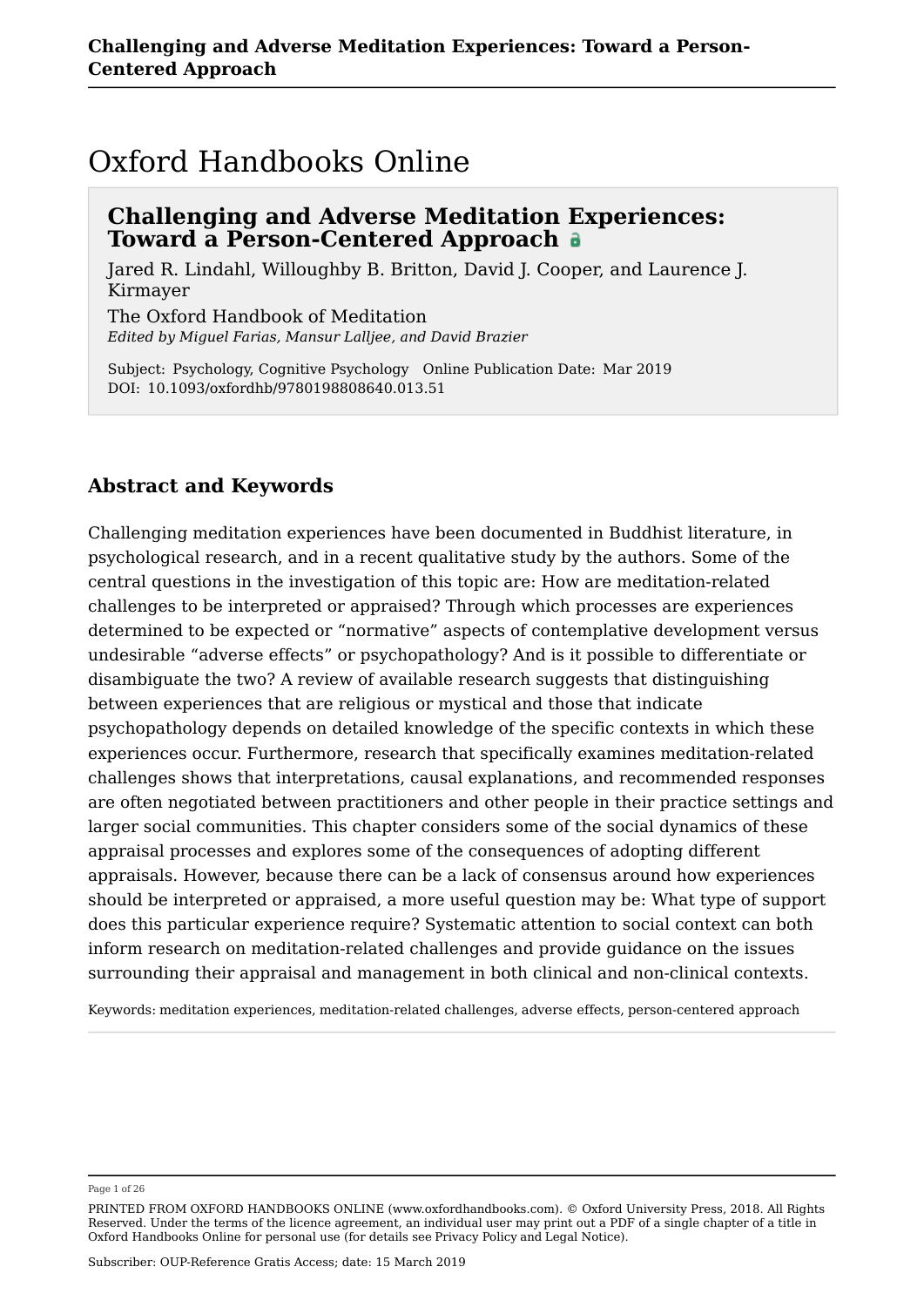# Oxford Handbooks Online

## Challenging and Adverse Meditation Experiences: Toward a Person-Centered Approach

Jared R. Lindahl, Willoughby B. Britton, David J. Cooper, and Laurence J. Kirmayer

The Oxford Handbook of Meditation
*Edited by Miguel Farias, Mansur Lalljee, and David Brazier*

Subject: Psychology, Cognitive Psychology Online Publication Date: Mar 2019
DOI: 10.1093/oxfordhb/9780198808640.013.51

## Abstract and Keywords

Challenging meditation experiences have been documented in Buddhist literature, in psychological research, and in a recent qualitative study by the authors. Some of the central questions in the investigation of this topic are: How are meditation-related challenges to be interpreted or appraised? Through which processes are experiences determined to be expected or "normative" aspects of contemplative development versus undesirable "adverse effects" or psychopathology? And is it possible to differentiate or disambiguate the two? A review of available research suggests that distinguishing between experiences that are religious or mystical and those that indicate psychopathology depends on detailed knowledge of the specific contexts in which these experiences occur. Furthermore, research that specifically examines meditation-related challenges shows that interpretations, causal explanations, and recommended responses are often negotiated between practitioners and other people in their practice settings and larger social communities. This chapter considers some of the social dynamics of these appraisal processes and explores some of the consequences of adopting different appraisals. However, because there can be a lack of consensus around how experiences should be interpreted or appraised, a more useful question may be: What type of support does this particular experience require? Systematic attention to social context can both inform research on meditation-related challenges and provide guidance on the issues surrounding their appraisal and management in both clinical and non-clinical contexts.

Keywords: meditation experiences, meditation-related challenges, adverse effects, person-centered approach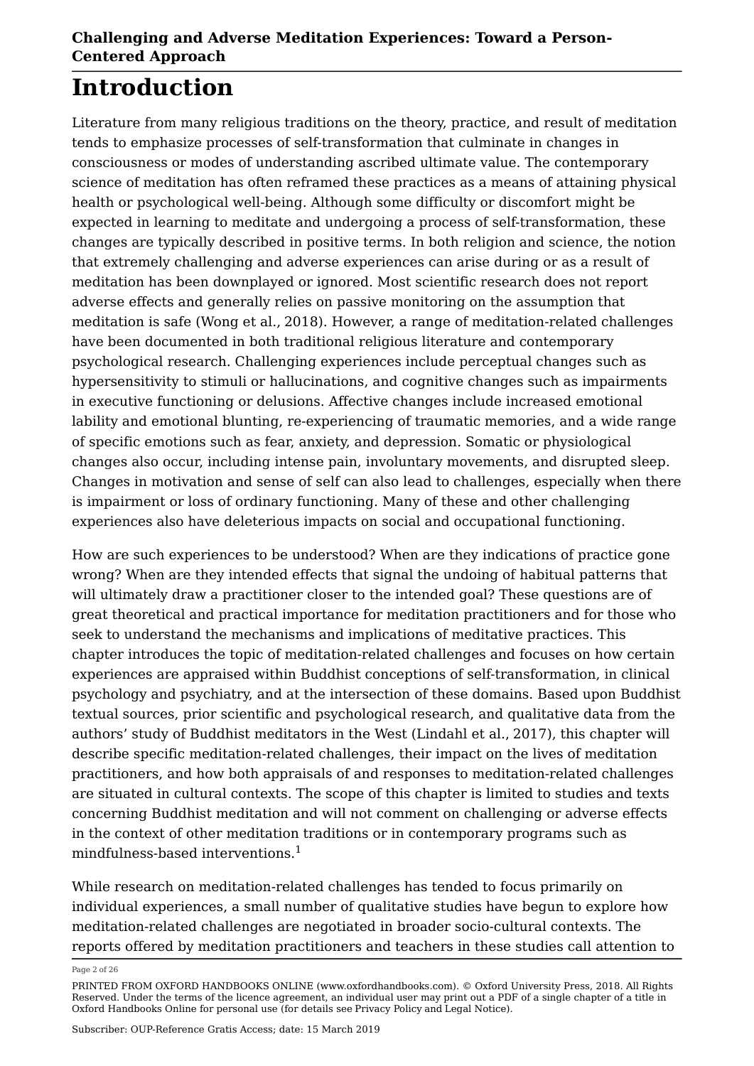# Introduction

Literature from many religious traditions on the theory, practice, and result of meditation tends to emphasize processes of self-transformation that culminate in changes in consciousness or modes of understanding ascribed ultimate value. The contemporary science of meditation has often reframed these practices as a means of attaining physical health or psychological well-being. Although some difficulty or discomfort might be expected in learning to meditate and undergoing a process of self-transformation, these changes are typically described in positive terms. In both religion and science, the notion that extremely challenging and adverse experiences can arise during or as a result of meditation has been downplayed or ignored. Most scientific research does not report adverse effects and generally relies on passive monitoring on the assumption that meditation is safe (Wong et al., 2018). However, a range of meditation-related challenges have been documented in both traditional religious literature and contemporary psychological research. Challenging experiences include perceptual changes such as hypersensitivity to stimuli or hallucinations, and cognitive changes such as impairments in executive functioning or delusions. Affective changes include increased emotional lability and emotional blunting, re-experiencing of traumatic memories, and a wide range of specific emotions such as fear, anxiety, and depression. Somatic or physiological changes also occur, including intense pain, involuntary movements, and disrupted sleep. Changes in motivation and sense of self can also lead to challenges, especially when there is impairment or loss of ordinary functioning. Many of these and other challenging experiences also have deleterious impacts on social and occupational functioning.

How are such experiences to be understood? When are they indications of practice gone wrong? When are they intended effects that signal the undoing of habitual patterns that will ultimately draw a practitioner closer to the intended goal? These questions are of great theoretical and practical importance for meditation practitioners and for those who seek to understand the mechanisms and implications of meditative practices. This chapter introduces the topic of meditation-related challenges and focuses on how certain experiences are appraised within Buddhist conceptions of self-transformation, in clinical psychology and psychiatry, and at the intersection of these domains. Based upon Buddhist textual sources, prior scientific and psychological research, and qualitative data from the authors' study of Buddhist meditators in the West (Lindahl et al., 2017), this chapter will describe specific meditation-related challenges, their impact on the lives of meditation practitioners, and how both appraisals of and responses to meditation-related challenges are situated in cultural contexts. The scope of this chapter is limited to studies and texts concerning Buddhist meditation and will not comment on challenging or adverse effects in the context of other meditation traditions or in contemporary programs such as mindfulness-based interventions.[1]

While research on meditation-related challenges has tended to focus primarily on individual experiences, a small number of qualitative studies have begun to explore how meditation-related challenges are negotiated in broader socio-cultural contexts. The reports offered by meditation practitioners and teachers in these studies call attention to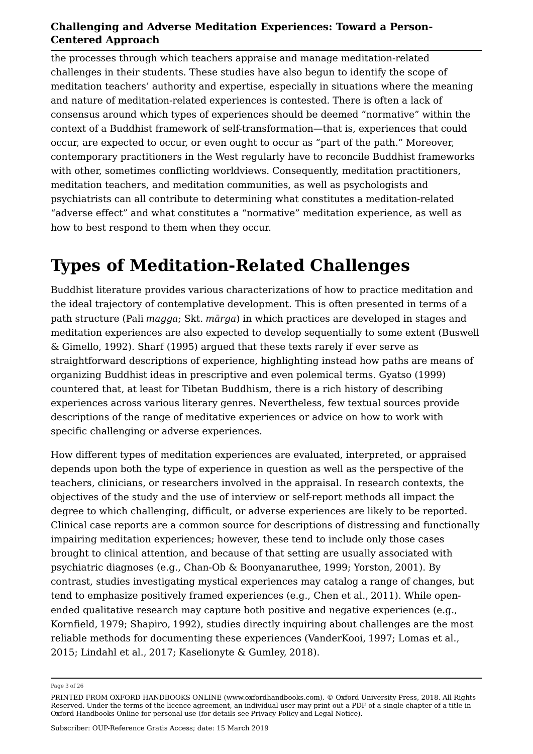the processes through which teachers appraise and manage meditation-related challenges in their students. These studies have also begun to identify the scope of meditation teachers' authority and expertise, especially in situations where the meaning and nature of meditation-related experiences is contested. There is often a lack of consensus around which types of experiences should be deemed "normative" within the context of a Buddhist framework of self-transformation—that is, experiences that could occur, are expected to occur, or even ought to occur as "part of the path." Moreover, contemporary practitioners in the West regularly have to reconcile Buddhist frameworks with other, sometimes conflicting worldviews. Consequently, meditation practitioners, meditation teachers, and meditation communities, as well as psychologists and psychiatrists can all contribute to determining what constitutes a meditation-related "adverse effect" and what constitutes a "normative" meditation experience, as well as how to best respond to them when they occur.

# Types of Meditation-Related Challenges

Buddhist literature provides various characterizations of how to practice meditation and the ideal trajectory of contemplative development. This is often presented in terms of a path structure (Pali *magga*; Skt. *mārga*) in which practices are developed in stages and meditation experiences are also expected to develop sequentially to some extent (Buswell & Gimello, 1992). Sharf (1995) argued that these texts rarely if ever serve as straightforward descriptions of experience, highlighting instead how paths are means of organizing Buddhist ideas in prescriptive and even polemical terms. Gyatso (1999) countered that, at least for Tibetan Buddhism, there is a rich history of describing experiences across various literary genres. Nevertheless, few textual sources provide descriptions of the range of meditative experiences or advice on how to work with specific challenging or adverse experiences.

How different types of meditation experiences are evaluated, interpreted, or appraised depends upon both the type of experience in question as well as the perspective of the teachers, clinicians, or researchers involved in the appraisal. In research contexts, the objectives of the study and the use of interview or self-report methods all impact the degree to which challenging, difficult, or adverse experiences are likely to be reported. Clinical case reports are a common source for descriptions of distressing and functionally impairing meditation experiences; however, these tend to include only those cases brought to clinical attention, and because of that setting are usually associated with psychiatric diagnoses (e.g., Chan-Ob & Boonyanaruthee, 1999; Yorston, 2001). By contrast, studies investigating mystical experiences may catalog a range of changes, but tend to emphasize positively framed experiences (e.g., Chen et al., 2011). While open-ended qualitative research may capture both positive and negative experiences (e.g., Kornfield, 1979; Shapiro, 1992), studies directly inquiring about challenges are the most reliable methods for documenting these experiences (VanderKooi, 1997; Lomas et al., 2015; Lindahl et al., 2017; Kaselionyte & Gumley, 2018).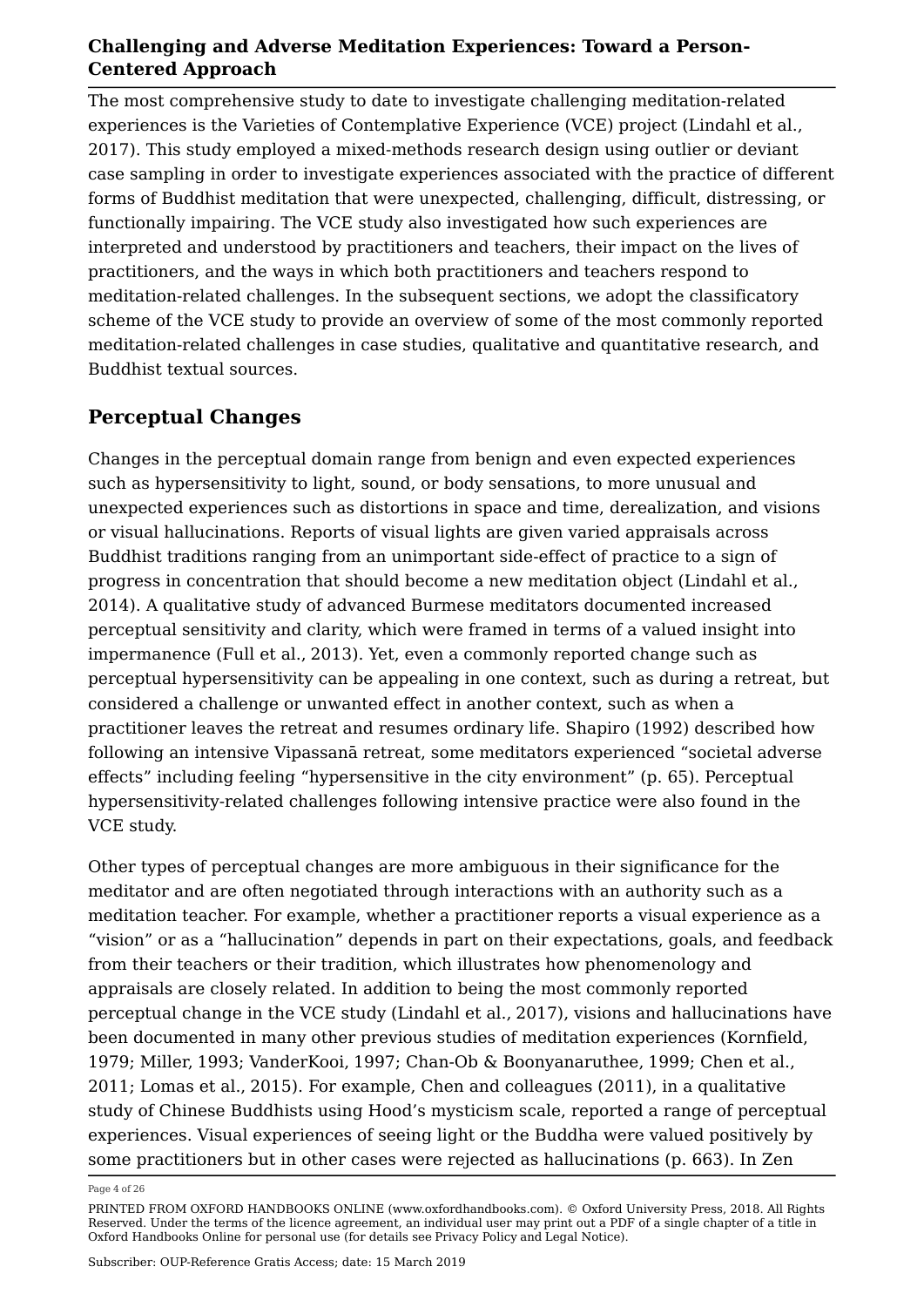The most comprehensive study to date to investigate challenging meditation-related experiences is the Varieties of Contemplative Experience (VCE) project (Lindahl et al., 2017). This study employed a mixed-methods research design using outlier or deviant case sampling in order to investigate experiences associated with the practice of different forms of Buddhist meditation that were unexpected, challenging, difficult, distressing, or functionally impairing. The VCE study also investigated how such experiences are interpreted and understood by practitioners and teachers, their impact on the lives of practitioners, and the ways in which both practitioners and teachers respond to meditation-related challenges. In the subsequent sections, we adopt the classificatory scheme of the VCE study to provide an overview of some of the most commonly reported meditation-related challenges in case studies, qualitative and quantitative research, and Buddhist textual sources.

## Perceptual Changes

Changes in the perceptual domain range from benign and even expected experiences such as hypersensitivity to light, sound, or body sensations, to more unusual and unexpected experiences such as distortions in space and time, derealization, and visions or visual hallucinations. Reports of visual lights are given varied appraisals across Buddhist traditions ranging from an unimportant side-effect of practice to a sign of progress in concentration that should become a new meditation object (Lindahl et al., 2014). A qualitative study of advanced Burmese meditators documented increased perceptual sensitivity and clarity, which were framed in terms of a valued insight into impermanence (Full et al., 2013). Yet, even a commonly reported change such as perceptual hypersensitivity can be appealing in one context, such as during a retreat, but considered a challenge or unwanted effect in another context, such as when a practitioner leaves the retreat and resumes ordinary life. Shapiro (1992) described how following an intensive Vipassanā retreat, some meditators experienced "societal adverse effects" including feeling "hypersensitive in the city environment" (p. 65). Perceptual hypersensitivity-related challenges following intensive practice were also found in the VCE study.

Other types of perceptual changes are more ambiguous in their significance for the meditator and are often negotiated through interactions with an authority such as a meditation teacher. For example, whether a practitioner reports a visual experience as a "vision" or as a "hallucination" depends in part on their expectations, goals, and feedback from their teachers or their tradition, which illustrates how phenomenology and appraisals are closely related. In addition to being the most commonly reported perceptual change in the VCE study (Lindahl et al., 2017), visions and hallucinations have been documented in many other previous studies of meditation experiences (Kornfield, 1979; Miller, 1993; VanderKooi, 1997; Chan-Ob & Boonyanaruthee, 1999; Chen et al., 2011; Lomas et al., 2015). For example, Chen and colleagues (2011), in a qualitative study of Chinese Buddhists using Hood's mysticism scale, reported a range of perceptual experiences. Visual experiences of seeing light or the Buddha were valued positively by some practitioners but in other cases were rejected as hallucinations (p. 663). In Zen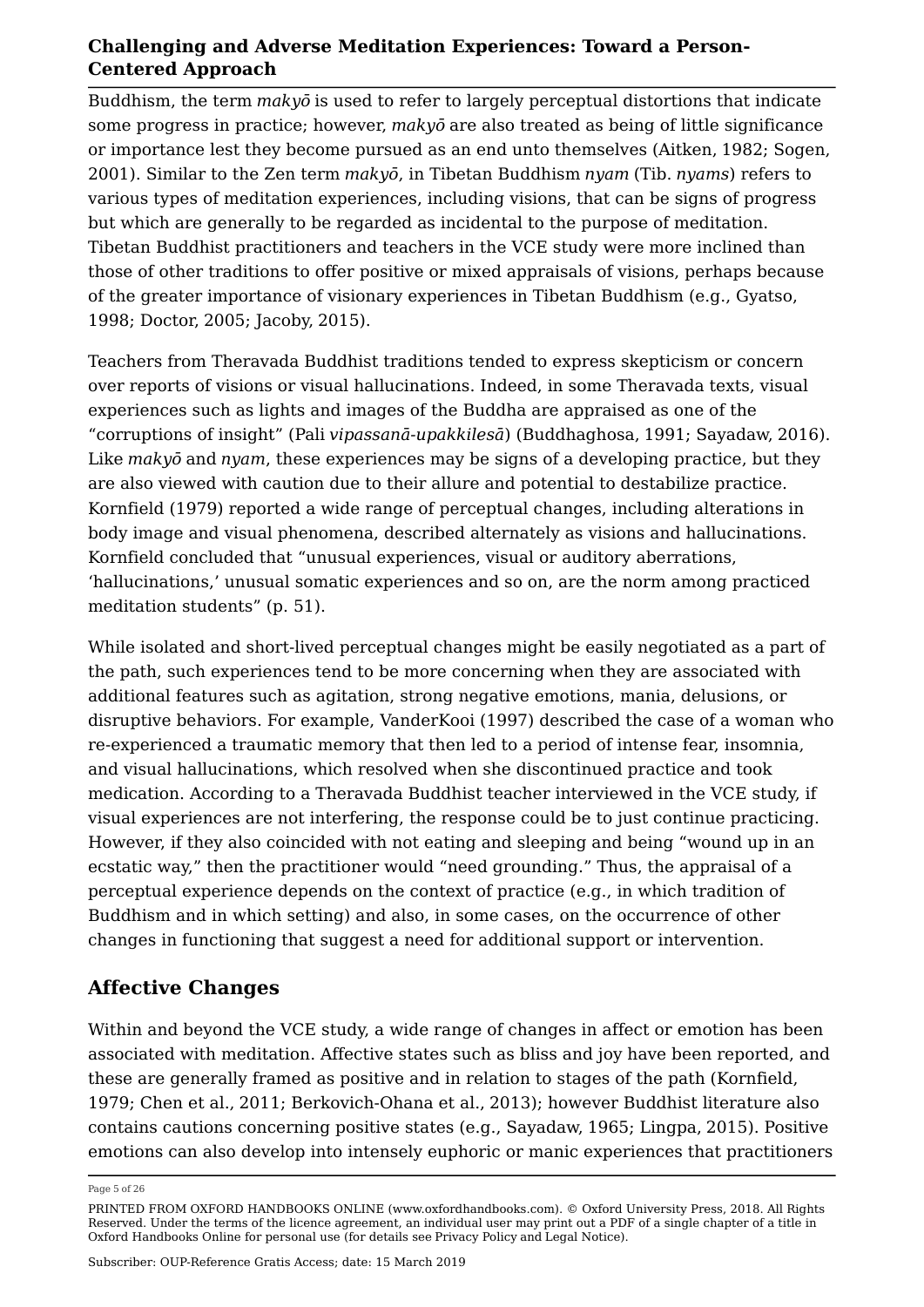Buddhism, the term *makyō* is used to refer to largely perceptual distortions that indicate some progress in practice; however, *makyō* are also treated as being of little significance or importance lest they become pursued as an end unto themselves (Aitken, 1982; Sogen, 2001). Similar to the Zen term *makyō*, in Tibetan Buddhism *nyam* (Tib. *nyams*) refers to various types of meditation experiences, including visions, that can be signs of progress but which are generally to be regarded as incidental to the purpose of meditation. Tibetan Buddhist practitioners and teachers in the VCE study were more inclined than those of other traditions to offer positive or mixed appraisals of visions, perhaps because of the greater importance of visionary experiences in Tibetan Buddhism (e.g., Gyatso, 1998; Doctor, 2005; Jacoby, 2015).

Teachers from Theravada Buddhist traditions tended to express skepticism or concern over reports of visions or visual hallucinations. Indeed, in some Theravada texts, visual experiences such as lights and images of the Buddha are appraised as one of the "corruptions of insight" (Pali *vipassanā-upakkilesā*) (Buddhaghosa, 1991; Sayadaw, 2016). Like *makyō* and *nyam*, these experiences may be signs of a developing practice, but they are also viewed with caution due to their allure and potential to destabilize practice. Kornfield (1979) reported a wide range of perceptual changes, including alterations in body image and visual phenomena, described alternately as visions and hallucinations. Kornfield concluded that "unusual experiences, visual or auditory aberrations, 'hallucinations,' unusual somatic experiences and so on, are the norm among practiced meditation students" (p. 51).

While isolated and short-lived perceptual changes might be easily negotiated as a part of the path, such experiences tend to be more concerning when they are associated with additional features such as agitation, strong negative emotions, mania, delusions, or disruptive behaviors. For example, VanderKooi (1997) described the case of a woman who re-experienced a traumatic memory that then led to a period of intense fear, insomnia, and visual hallucinations, which resolved when she discontinued practice and took medication. According to a Theravada Buddhist teacher interviewed in the VCE study, if visual experiences are not interfering, the response could be to just continue practicing. However, if they also coincided with not eating and sleeping and being "wound up in an ecstatic way," then the practitioner would "need grounding." Thus, the appraisal of a perceptual experience depends on the context of practice (e.g., in which tradition of Buddhism and in which setting) and also, in some cases, on the occurrence of other changes in functioning that suggest a need for additional support or intervention.

## Affective Changes

Within and beyond the VCE study, a wide range of changes in affect or emotion has been associated with meditation. Affective states such as bliss and joy have been reported, and these are generally framed as positive and in relation to stages of the path (Kornfield, 1979; Chen et al., 2011; Berkovich-Ohana et al., 2013); however Buddhist literature also contains cautions concerning positive states (e.g., Sayadaw, 1965; Lingpa, 2015). Positive emotions can also develop into intensely euphoric or manic experiences that practitioners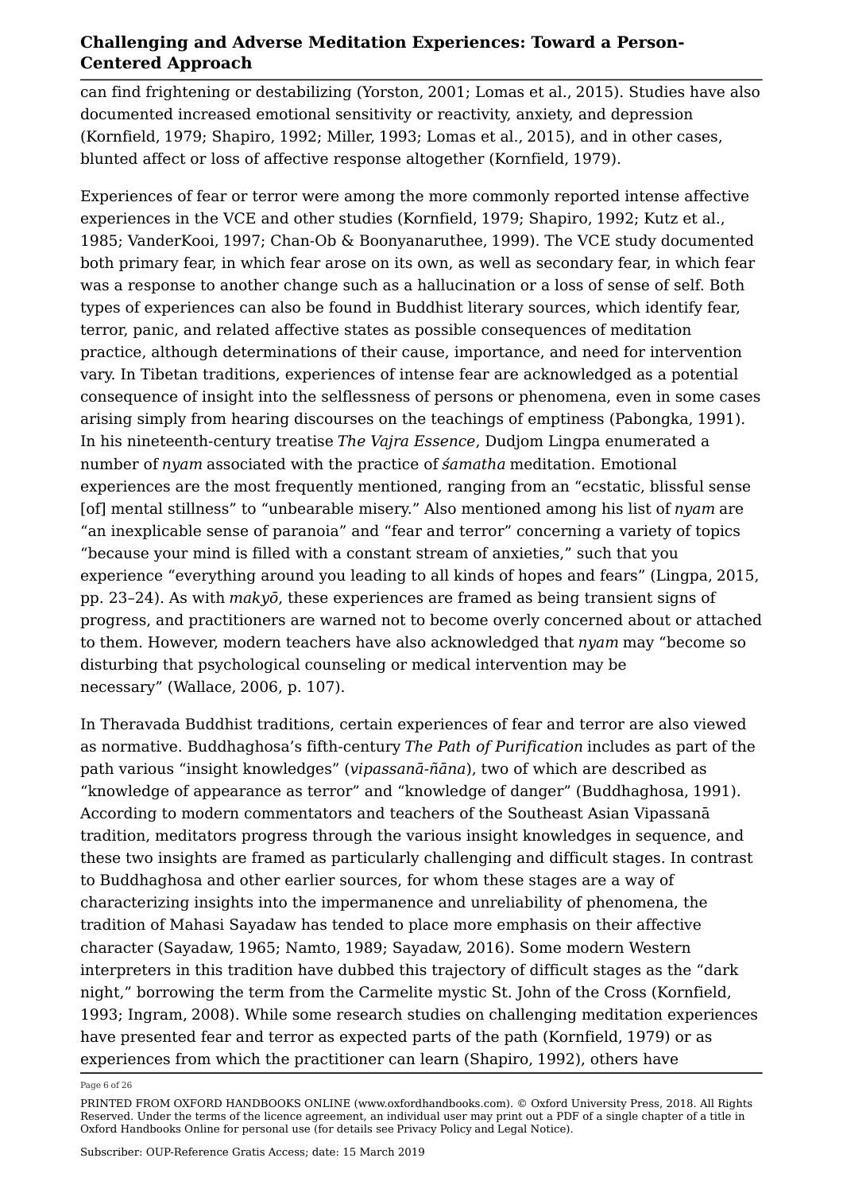can find frightening or destabilizing (Yorston, 2001; Lomas et al., 2015). Studies have also documented increased emotional sensitivity or reactivity, anxiety, and depression (Kornfield, 1979; Shapiro, 1992; Miller, 1993; Lomas et al., 2015), and in other cases, blunted affect or loss of affective response altogether (Kornfield, 1979).

Experiences of fear or terror were among the more commonly reported intense affective experiences in the VCE and other studies (Kornfield, 1979; Shapiro, 1992; Kutz et al., 1985; VanderKooi, 1997; Chan-Ob & Boonyanaruthee, 1999). The VCE study documented both primary fear, in which fear arose on its own, as well as secondary fear, in which fear was a response to another change such as a hallucination or a loss of sense of self. Both types of experiences can also be found in Buddhist literary sources, which identify fear, terror, panic, and related affective states as possible consequences of meditation practice, although determinations of their cause, importance, and need for intervention vary. In Tibetan traditions, experiences of intense fear are acknowledged as a potential consequence of insight into the selflessness of persons or phenomena, even in some cases arising simply from hearing discourses on the teachings of emptiness (Pabongka, 1991). In his nineteenth-century treatise *The Vajra Essence*, Dudjom Lingpa enumerated a number of *nyam* associated with the practice of *śamatha* meditation. Emotional experiences are the most frequently mentioned, ranging from an "ecstatic, blissful sense [of] mental stillness" to "unbearable misery." Also mentioned among his list of *nyam* are "an inexplicable sense of paranoia" and "fear and terror" concerning a variety of topics "because your mind is filled with a constant stream of anxieties," such that you experience "everything around you leading to all kinds of hopes and fears" (Lingpa, 2015, pp. 23–24). As with *makyō*, these experiences are framed as being transient signs of progress, and practitioners are warned not to become overly concerned about or attached to them. However, modern teachers have also acknowledged that *nyam* may "become so disturbing that psychological counseling or medical intervention may be necessary" (Wallace, 2006, p. 107).

In Theravada Buddhist traditions, certain experiences of fear and terror are also viewed as normative. Buddhaghosa's fifth-century *The Path of Purification* includes as part of the path various "insight knowledges" (*vipassanā-ñāna*), two of which are described as "knowledge of appearance as terror" and "knowledge of danger" (Buddhaghosa, 1991). According to modern commentators and teachers of the Southeast Asian Vipassanā tradition, meditators progress through the various insight knowledges in sequence, and these two insights are framed as particularly challenging and difficult stages. In contrast to Buddhaghosa and other earlier sources, for whom these stages are a way of characterizing insights into the impermanence and unreliability of phenomena, the tradition of Mahasi Sayadaw has tended to place more emphasis on their affective character (Sayadaw, 1965; Namto, 1989; Sayadaw, 2016). Some modern Western interpreters in this tradition have dubbed this trajectory of difficult stages as the "dark night," borrowing the term from the Carmelite mystic St. John of the Cross (Kornfield, 1993; Ingram, 2008). While some research studies on challenging meditation experiences have presented fear and terror as expected parts of the path (Kornfield, 1979) or as experiences from which the practitioner can learn (Shapiro, 1992), others have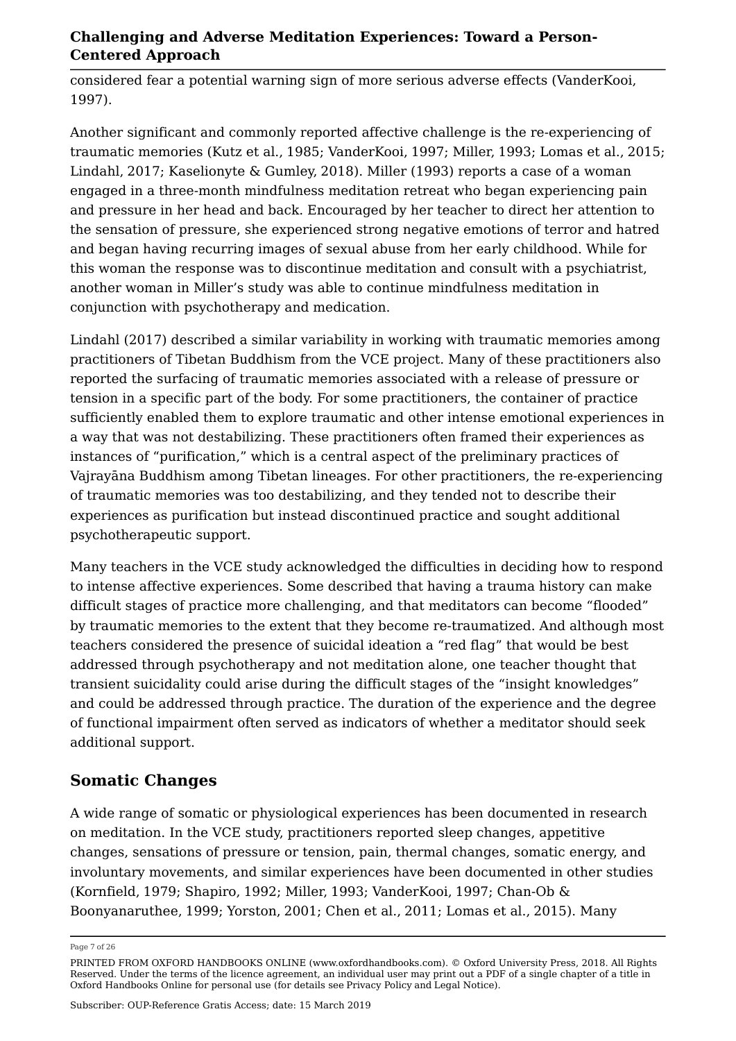considered fear a potential warning sign of more serious adverse effects (VanderKooi, 1997).

Another significant and commonly reported affective challenge is the re-experiencing of traumatic memories (Kutz et al., 1985; VanderKooi, 1997; Miller, 1993; Lomas et al., 2015; Lindahl, 2017; Kaselionyte & Gumley, 2018). Miller (1993) reports a case of a woman engaged in a three-month mindfulness meditation retreat who began experiencing pain and pressure in her head and back. Encouraged by her teacher to direct her attention to the sensation of pressure, she experienced strong negative emotions of terror and hatred and began having recurring images of sexual abuse from her early childhood. While for this woman the response was to discontinue meditation and consult with a psychiatrist, another woman in Miller's study was able to continue mindfulness meditation in conjunction with psychotherapy and medication.

Lindahl (2017) described a similar variability in working with traumatic memories among practitioners of Tibetan Buddhism from the VCE project. Many of these practitioners also reported the surfacing of traumatic memories associated with a release of pressure or tension in a specific part of the body. For some practitioners, the container of practice sufficiently enabled them to explore traumatic and other intense emotional experiences in a way that was not destabilizing. These practitioners often framed their experiences as instances of "purification," which is a central aspect of the preliminary practices of Vajrayāna Buddhism among Tibetan lineages. For other practitioners, the re-experiencing of traumatic memories was too destabilizing, and they tended not to describe their experiences as purification but instead discontinued practice and sought additional psychotherapeutic support.

Many teachers in the VCE study acknowledged the difficulties in deciding how to respond to intense affective experiences. Some described that having a trauma history can make difficult stages of practice more challenging, and that meditators can become "flooded" by traumatic memories to the extent that they become re-traumatized. And although most teachers considered the presence of suicidal ideation a "red flag" that would be best addressed through psychotherapy and not meditation alone, one teacher thought that transient suicidality could arise during the difficult stages of the "insight knowledges" and could be addressed through practice. The duration of the experience and the degree of functional impairment often served as indicators of whether a meditator should seek additional support.

## Somatic Changes

A wide range of somatic or physiological experiences has been documented in research on meditation. In the VCE study, practitioners reported sleep changes, appetitive changes, sensations of pressure or tension, pain, thermal changes, somatic energy, and involuntary movements, and similar experiences have been documented in other studies (Kornfield, 1979; Shapiro, 1992; Miller, 1993; VanderKooi, 1997; Chan-Ob & Boonyanaruthee, 1999; Yorston, 2001; Chen et al., 2011; Lomas et al., 2015). Many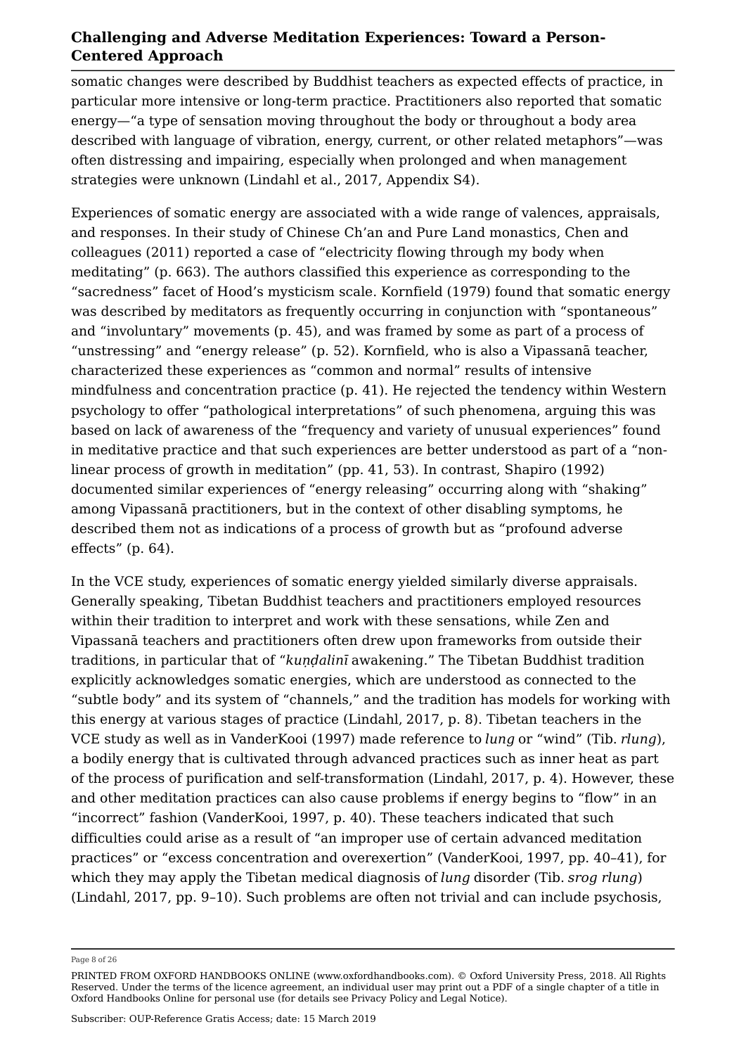somatic changes were described by Buddhist teachers as expected effects of practice, in particular more intensive or long-term practice. Practitioners also reported that somatic energy—"a type of sensation moving throughout the body or throughout a body area described with language of vibration, energy, current, or other related metaphors"—was often distressing and impairing, especially when prolonged and when management strategies were unknown (Lindahl et al., 2017, Appendix S4).

Experiences of somatic energy are associated with a wide range of valences, appraisals, and responses. In their study of Chinese Ch'an and Pure Land monastics, Chen and colleagues (2011) reported a case of "electricity flowing through my body when meditating" (p. 663). The authors classified this experience as corresponding to the "sacredness" facet of Hood's mysticism scale. Kornfield (1979) found that somatic energy was described by meditators as frequently occurring in conjunction with "spontaneous" and "involuntary" movements (p. 45), and was framed by some as part of a process of "unstressing" and "energy release" (p. 52). Kornfield, who is also a Vipassanā teacher, characterized these experiences as "common and normal" results of intensive mindfulness and concentration practice (p. 41). He rejected the tendency within Western psychology to offer "pathological interpretations" of such phenomena, arguing this was based on lack of awareness of the "frequency and variety of unusual experiences" found in meditative practice and that such experiences are better understood as part of a "non-linear process of growth in meditation" (pp. 41, 53). In contrast, Shapiro (1992) documented similar experiences of "energy releasing" occurring along with "shaking" among Vipassanā practitioners, but in the context of other disabling symptoms, he described them not as indications of a process of growth but as "profound adverse effects" (p. 64).

In the VCE study, experiences of somatic energy yielded similarly diverse appraisals. Generally speaking, Tibetan Buddhist teachers and practitioners employed resources within their tradition to interpret and work with these sensations, while Zen and Vipassanā teachers and practitioners often drew upon frameworks from outside their traditions, in particular that of "*kuṇḍalinī* awakening." The Tibetan Buddhist tradition explicitly acknowledges somatic energies, which are understood as connected to the "subtle body" and its system of "channels," and the tradition has models for working with this energy at various stages of practice (Lindahl, 2017, p. 8). Tibetan teachers in the VCE study as well as in VanderKooi (1997) made reference to *lung* or "wind" (Tib. *rlung*), a bodily energy that is cultivated through advanced practices such as inner heat as part of the process of purification and self-transformation (Lindahl, 2017, p. 4). However, these and other meditation practices can also cause problems if energy begins to "flow" in an "incorrect" fashion (VanderKooi, 1997, p. 40). These teachers indicated that such difficulties could arise as a result of "an improper use of certain advanced meditation practices" or "excess concentration and overexertion" (VanderKooi, 1997, pp. 40–41), for which they may apply the Tibetan medical diagnosis of *lung* disorder (Tib. *srog rlung*) (Lindahl, 2017, pp. 9–10). Such problems are often not trivial and can include psychosis,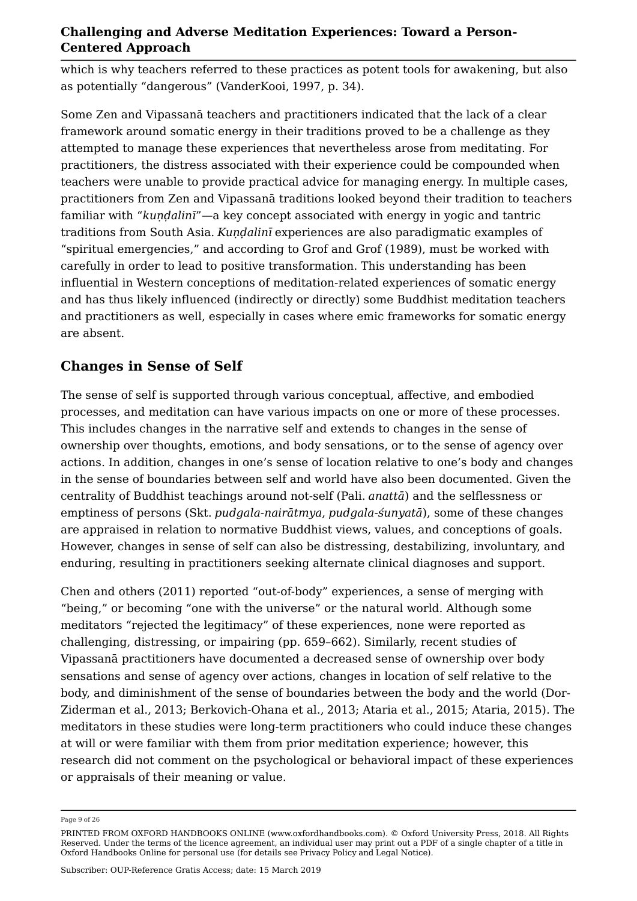which is why teachers referred to these practices as potent tools for awakening, but also as potentially "dangerous" (VanderKooi, 1997, p. 34).

Some Zen and Vipassanā teachers and practitioners indicated that the lack of a clear framework around somatic energy in their traditions proved to be a challenge as they attempted to manage these experiences that nevertheless arose from meditating. For practitioners, the distress associated with their experience could be compounded when teachers were unable to provide practical advice for managing energy. In multiple cases, practitioners from Zen and Vipassanā traditions looked beyond their tradition to teachers familiar with "*kuṇḍalinī*"—a key concept associated with energy in yogic and tantric traditions from South Asia. *Kuṇḍalinī* experiences are also paradigmatic examples of "spiritual emergencies," and according to Grof and Grof (1989), must be worked with carefully in order to lead to positive transformation. This understanding has been influential in Western conceptions of meditation-related experiences of somatic energy and has thus likely influenced (indirectly or directly) some Buddhist meditation teachers and practitioners as well, especially in cases where emic frameworks for somatic energy are absent.

## Changes in Sense of Self

The sense of self is supported through various conceptual, affective, and embodied processes, and meditation can have various impacts on one or more of these processes. This includes changes in the narrative self and extends to changes in the sense of ownership over thoughts, emotions, and body sensations, or to the sense of agency over actions. In addition, changes in one's sense of location relative to one's body and changes in the sense of boundaries between self and world have also been documented. Given the centrality of Buddhist teachings around not-self (Pali. *anattā*) and the selflessness or emptiness of persons (Skt. *pudgala-nairātmya*, *pudgala-śunyatā*), some of these changes are appraised in relation to normative Buddhist views, values, and conceptions of goals. However, changes in sense of self can also be distressing, destabilizing, involuntary, and enduring, resulting in practitioners seeking alternate clinical diagnoses and support.

Chen and others (2011) reported "out-of-body" experiences, a sense of merging with "being," or becoming "one with the universe" or the natural world. Although some meditators "rejected the legitimacy" of these experiences, none were reported as challenging, distressing, or impairing (pp. 659–662). Similarly, recent studies of Vipassanā practitioners have documented a decreased sense of ownership over body sensations and sense of agency over actions, changes in location of self relative to the body, and diminishment of the sense of boundaries between the body and the world (Dor-Ziderman et al., 2013; Berkovich-Ohana et al., 2013; Ataria et al., 2015; Ataria, 2015). The meditators in these studies were long-term practitioners who could induce these changes at will or were familiar with them from prior meditation experience; however, this research did not comment on the psychological or behavioral impact of these experiences or appraisals of their meaning or value.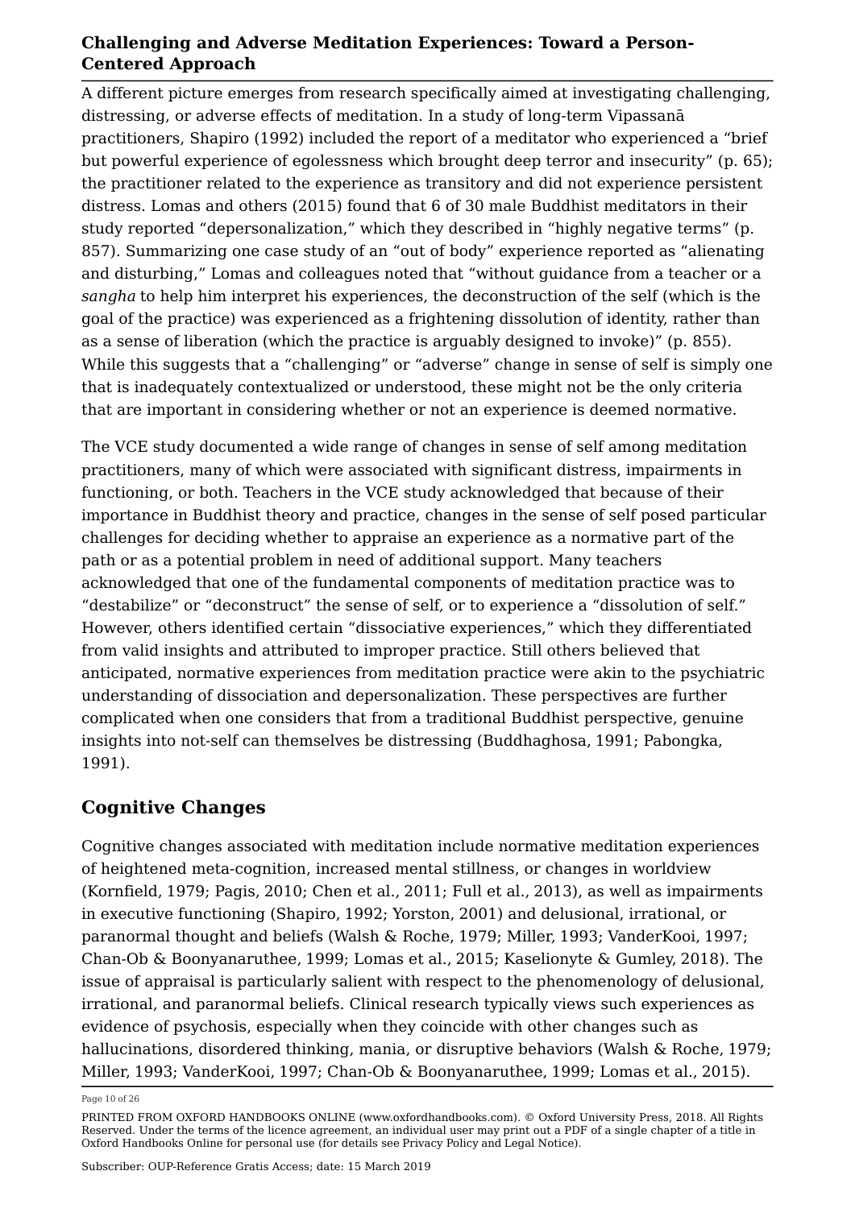A different picture emerges from research specifically aimed at investigating challenging, distressing, or adverse effects of meditation. In a study of long-term Vipassanā practitioners, Shapiro (1992) included the report of a meditator who experienced a "brief but powerful experience of egolessness which brought deep terror and insecurity" (p. 65); the practitioner related to the experience as transitory and did not experience persistent distress. Lomas and others (2015) found that 6 of 30 male Buddhist meditators in their study reported "depersonalization," which they described in "highly negative terms" (p. 857). Summarizing one case study of an "out of body" experience reported as "alienating and disturbing," Lomas and colleagues noted that "without guidance from a teacher or a *sangha* to help him interpret his experiences, the deconstruction of the self (which is the goal of the practice) was experienced as a frightening dissolution of identity, rather than as a sense of liberation (which the practice is arguably designed to invoke)" (p. 855). While this suggests that a "challenging" or "adverse" change in sense of self is simply one that is inadequately contextualized or understood, these might not be the only criteria that are important in considering whether or not an experience is deemed normative.

The VCE study documented a wide range of changes in sense of self among meditation practitioners, many of which were associated with significant distress, impairments in functioning, or both. Teachers in the VCE study acknowledged that because of their importance in Buddhist theory and practice, changes in the sense of self posed particular challenges for deciding whether to appraise an experience as a normative part of the path or as a potential problem in need of additional support. Many teachers acknowledged that one of the fundamental components of meditation practice was to "destabilize" or "deconstruct" the sense of self, or to experience a "dissolution of self." However, others identified certain "dissociative experiences," which they differentiated from valid insights and attributed to improper practice. Still others believed that anticipated, normative experiences from meditation practice were akin to the psychiatric understanding of dissociation and depersonalization. These perspectives are further complicated when one considers that from a traditional Buddhist perspective, genuine insights into not-self can themselves be distressing (Buddhaghosa, 1991; Pabongka, 1991).

## Cognitive Changes

Cognitive changes associated with meditation include normative meditation experiences of heightened meta-cognition, increased mental stillness, or changes in worldview (Kornfield, 1979; Pagis, 2010; Chen et al., 2011; Full et al., 2013), as well as impairments in executive functioning (Shapiro, 1992; Yorston, 2001) and delusional, irrational, or paranormal thought and beliefs (Walsh & Roche, 1979; Miller, 1993; VanderKooi, 1997; Chan-Ob & Boonyanaruthee, 1999; Lomas et al., 2015; Kaselionyte & Gumley, 2018). The issue of appraisal is particularly salient with respect to the phenomenology of delusional, irrational, and paranormal beliefs. Clinical research typically views such experiences as evidence of psychosis, especially when they coincide with other changes such as hallucinations, disordered thinking, mania, or disruptive behaviors (Walsh & Roche, 1979; Miller, 1993; VanderKooi, 1997; Chan-Ob & Boonyanaruthee, 1999; Lomas et al., 2015).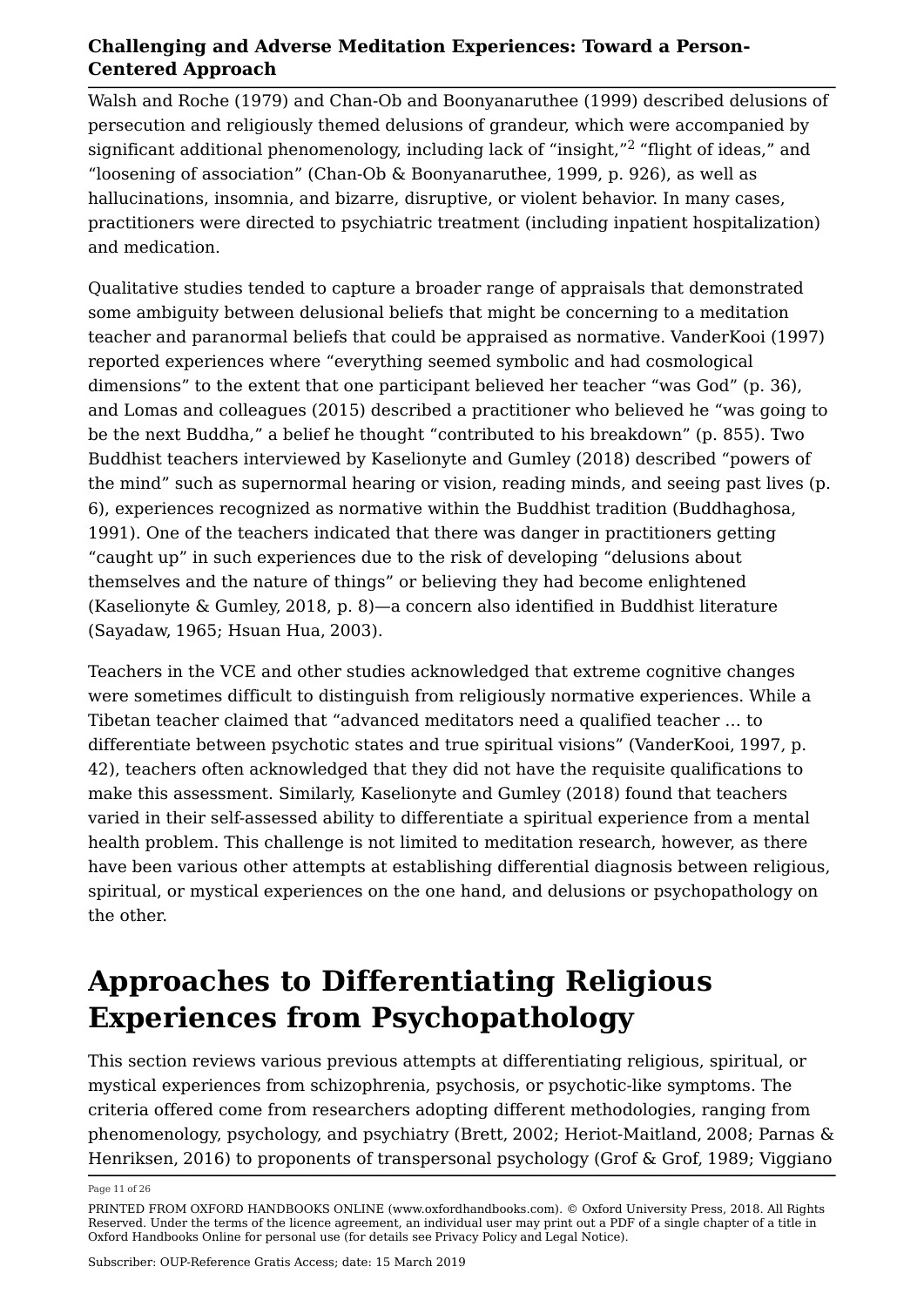Walsh and Roche (1979) and Chan-Ob and Boonyanaruthee (1999) described delusions of persecution and religiously themed delusions of grandeur, which were accompanied by significant additional phenomenology, including lack of "insight,"[2] "flight of ideas," and "loosening of association" (Chan-Ob & Boonyanaruthee, 1999, p. 926), as well as hallucinations, insomnia, and bizarre, disruptive, or violent behavior. In many cases, practitioners were directed to psychiatric treatment (including inpatient hospitalization) and medication.

Qualitative studies tended to capture a broader range of appraisals that demonstrated some ambiguity between delusional beliefs that might be concerning to a meditation teacher and paranormal beliefs that could be appraised as normative. VanderKooi (1997) reported experiences where "everything seemed symbolic and had cosmological dimensions" to the extent that one participant believed her teacher "was God" (p. 36), and Lomas and colleagues (2015) described a practitioner who believed he "was going to be the next Buddha," a belief he thought "contributed to his breakdown" (p. 855). Two Buddhist teachers interviewed by Kaselionyte and Gumley (2018) described "powers of the mind" such as supernormal hearing or vision, reading minds, and seeing past lives (p. 6), experiences recognized as normative within the Buddhist tradition (Buddhaghosa, 1991). One of the teachers indicated that there was danger in practitioners getting "caught up" in such experiences due to the risk of developing "delusions about themselves and the nature of things" or believing they had become enlightened (Kaselionyte & Gumley, 2018, p. 8)—a concern also identified in Buddhist literature (Sayadaw, 1965; Hsuan Hua, 2003).

Teachers in the VCE and other studies acknowledged that extreme cognitive changes were sometimes difficult to distinguish from religiously normative experiences. While a Tibetan teacher claimed that "advanced meditators need a qualified teacher … to differentiate between psychotic states and true spiritual visions" (VanderKooi, 1997, p. 42), teachers often acknowledged that they did not have the requisite qualifications to make this assessment. Similarly, Kaselionyte and Gumley (2018) found that teachers varied in their self-assessed ability to differentiate a spiritual experience from a mental health problem. This challenge is not limited to meditation research, however, as there have been various other attempts at establishing differential diagnosis between religious, spiritual, or mystical experiences on the one hand, and delusions or psychopathology on the other.

# Approaches to Differentiating Religious Experiences from Psychopathology

This section reviews various previous attempts at differentiating religious, spiritual, or mystical experiences from schizophrenia, psychosis, or psychotic-like symptoms. The criteria offered come from researchers adopting different methodologies, ranging from phenomenology, psychology, and psychiatry (Brett, 2002; Heriot-Maitland, 2008; Parnas & Henriksen, 2016) to proponents of transpersonal psychology (Grof & Grof, 1989; Viggiano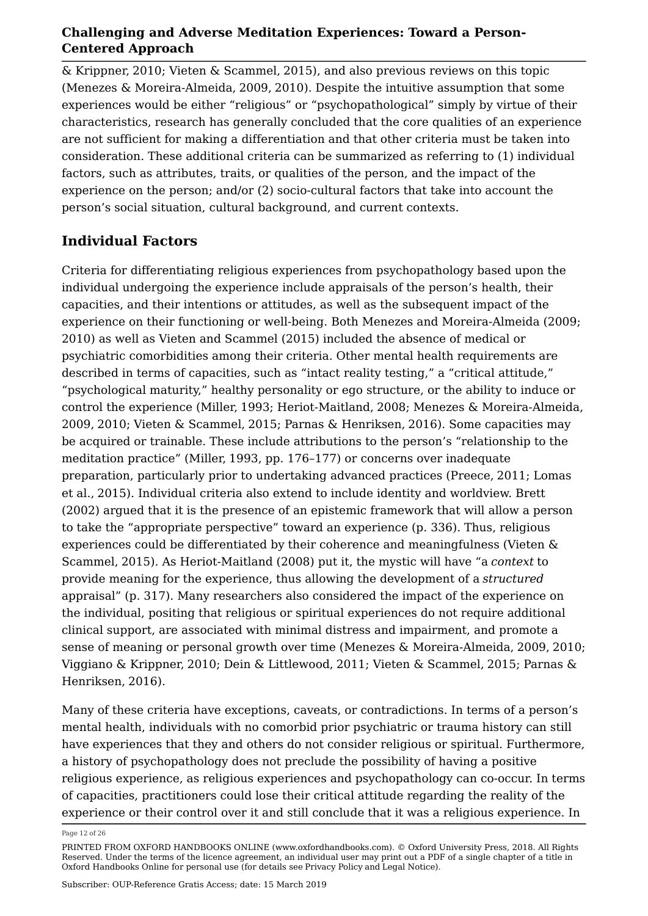& Krippner, 2010; Vieten & Scammel, 2015), and also previous reviews on this topic (Menezes & Moreira-Almeida, 2009, 2010). Despite the intuitive assumption that some experiences would be either "religious" or "psychopathological" simply by virtue of their characteristics, research has generally concluded that the core qualities of an experience are not sufficient for making a differentiation and that other criteria must be taken into consideration. These additional criteria can be summarized as referring to (1) individual factors, such as attributes, traits, or qualities of the person, and the impact of the experience on the person; and/or (2) socio-cultural factors that take into account the person's social situation, cultural background, and current contexts.

## Individual Factors

Criteria for differentiating religious experiences from psychopathology based upon the individual undergoing the experience include appraisals of the person's health, their capacities, and their intentions or attitudes, as well as the subsequent impact of the experience on their functioning or well-being. Both Menezes and Moreira-Almeida (2009; 2010) as well as Vieten and Scammel (2015) included the absence of medical or psychiatric comorbidities among their criteria. Other mental health requirements are described in terms of capacities, such as "intact reality testing," a "critical attitude," "psychological maturity," healthy personality or ego structure, or the ability to induce or control the experience (Miller, 1993; Heriot-Maitland, 2008; Menezes & Moreira-Almeida, 2009, 2010; Vieten & Scammel, 2015; Parnas & Henriksen, 2016). Some capacities may be acquired or trainable. These include attributions to the person's "relationship to the meditation practice" (Miller, 1993, pp. 176–177) or concerns over inadequate preparation, particularly prior to undertaking advanced practices (Preece, 2011; Lomas et al., 2015). Individual criteria also extend to include identity and worldview. Brett (2002) argued that it is the presence of an epistemic framework that will allow a person to take the "appropriate perspective" toward an experience (p. 336). Thus, religious experiences could be differentiated by their coherence and meaningfulness (Vieten & Scammel, 2015). As Heriot-Maitland (2008) put it, the mystic will have "a *context* to provide meaning for the experience, thus allowing the development of a *structured* appraisal" (p. 317). Many researchers also considered the impact of the experience on the individual, positing that religious or spiritual experiences do not require additional clinical support, are associated with minimal distress and impairment, and promote a sense of meaning or personal growth over time (Menezes & Moreira-Almeida, 2009, 2010; Viggiano & Krippner, 2010; Dein & Littlewood, 2011; Vieten & Scammel, 2015; Parnas & Henriksen, 2016).

Many of these criteria have exceptions, caveats, or contradictions. In terms of a person's mental health, individuals with no comorbid prior psychiatric or trauma history can still have experiences that they and others do not consider religious or spiritual. Furthermore, a history of psychopathology does not preclude the possibility of having a positive religious experience, as religious experiences and psychopathology can co-occur. In terms of capacities, practitioners could lose their critical attitude regarding the reality of the experience or their control over it and still conclude that it was a religious experience. In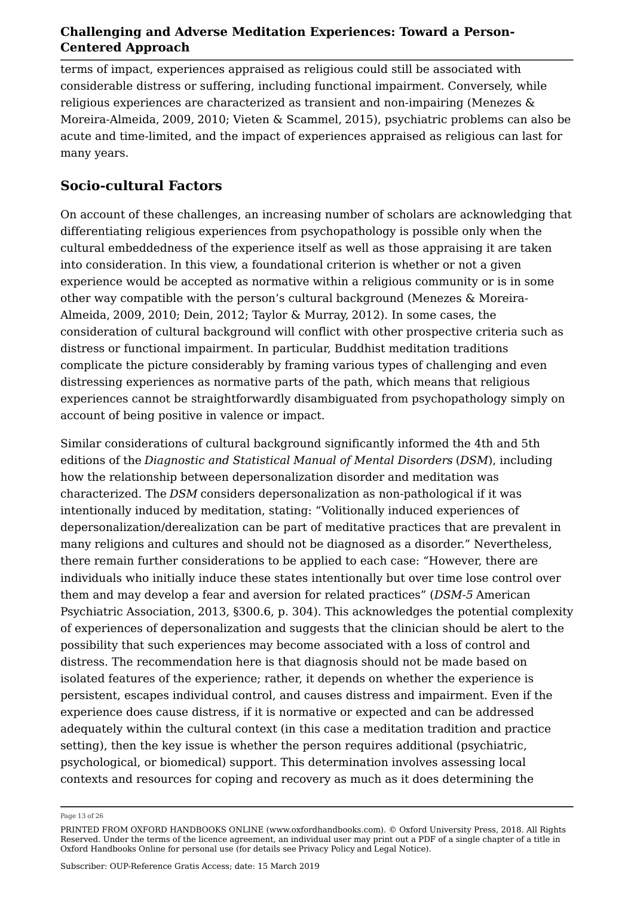terms of impact, experiences appraised as religious could still be associated with considerable distress or suffering, including functional impairment. Conversely, while religious experiences are characterized as transient and non-impairing (Menezes & Moreira-Almeida, 2009, 2010; Vieten & Scammel, 2015), psychiatric problems can also be acute and time-limited, and the impact of experiences appraised as religious can last for many years.

## Socio-cultural Factors

On account of these challenges, an increasing number of scholars are acknowledging that differentiating religious experiences from psychopathology is possible only when the cultural embeddedness of the experience itself as well as those appraising it are taken into consideration. In this view, a foundational criterion is whether or not a given experience would be accepted as normative within a religious community or is in some other way compatible with the person's cultural background (Menezes & Moreira-Almeida, 2009, 2010; Dein, 2012; Taylor & Murray, 2012). In some cases, the consideration of cultural background will conflict with other prospective criteria such as distress or functional impairment. In particular, Buddhist meditation traditions complicate the picture considerably by framing various types of challenging and even distressing experiences as normative parts of the path, which means that religious experiences cannot be straightforwardly disambiguated from psychopathology simply on account of being positive in valence or impact.

Similar considerations of cultural background significantly informed the 4th and 5th editions of the *Diagnostic and Statistical Manual of Mental Disorders* (*DSM*), including how the relationship between depersonalization disorder and meditation was characterized. The *DSM* considers depersonalization as non-pathological if it was intentionally induced by meditation, stating: "Volitionally induced experiences of depersonalization/derealization can be part of meditative practices that are prevalent in many religions and cultures and should not be diagnosed as a disorder." Nevertheless, there remain further considerations to be applied to each case: "However, there are individuals who initially induce these states intentionally but over time lose control over them and may develop a fear and aversion for related practices" (*DSM-5* American Psychiatric Association, 2013, §300.6, p. 304). This acknowledges the potential complexity of experiences of depersonalization and suggests that the clinician should be alert to the possibility that such experiences may become associated with a loss of control and distress. The recommendation here is that diagnosis should not be made based on isolated features of the experience; rather, it depends on whether the experience is persistent, escapes individual control, and causes distress and impairment. Even if the experience does cause distress, if it is normative or expected and can be addressed adequately within the cultural context (in this case a meditation tradition and practice setting), then the key issue is whether the person requires additional (psychiatric, psychological, or biomedical) support. This determination involves assessing local contexts and resources for coping and recovery as much as it does determining the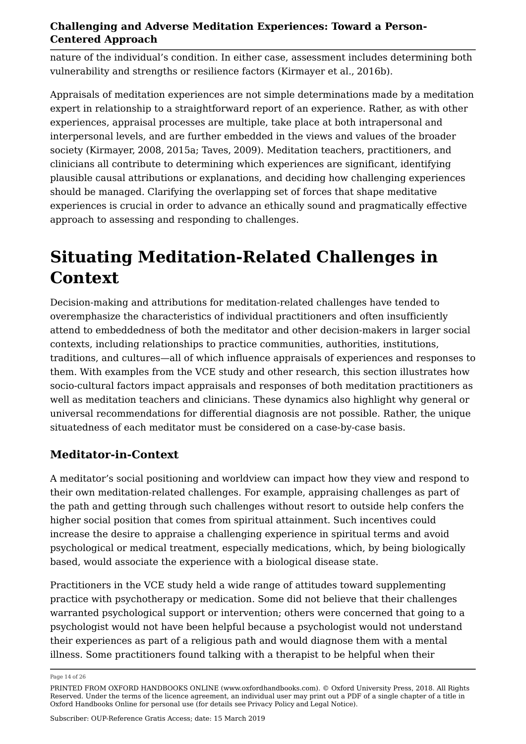nature of the individual's condition. In either case, assessment includes determining both vulnerability and strengths or resilience factors (Kirmayer et al., 2016b).

Appraisals of meditation experiences are not simple determinations made by a meditation expert in relationship to a straightforward report of an experience. Rather, as with other experiences, appraisal processes are multiple, take place at both intrapersonal and interpersonal levels, and are further embedded in the views and values of the broader society (Kirmayer, 2008, 2015a; Taves, 2009). Meditation teachers, practitioners, and clinicians all contribute to determining which experiences are significant, identifying plausible causal attributions or explanations, and deciding how challenging experiences should be managed. Clarifying the overlapping set of forces that shape meditative experiences is crucial in order to advance an ethically sound and pragmatically effective approach to assessing and responding to challenges.

# Situating Meditation-Related Challenges in Context

Decision-making and attributions for meditation-related challenges have tended to overemphasize the characteristics of individual practitioners and often insufficiently attend to embeddedness of both the meditator and other decision-makers in larger social contexts, including relationships to practice communities, authorities, institutions, traditions, and cultures—all of which influence appraisals of experiences and responses to them. With examples from the VCE study and other research, this section illustrates how socio-cultural factors impact appraisals and responses of both meditation practitioners as well as meditation teachers and clinicians. These dynamics also highlight why general or universal recommendations for differential diagnosis are not possible. Rather, the unique situatedness of each meditator must be considered on a case-by-case basis.

## Meditator-in-Context

A meditator's social positioning and worldview can impact how they view and respond to their own meditation-related challenges. For example, appraising challenges as part of the path and getting through such challenges without resort to outside help confers the higher social position that comes from spiritual attainment. Such incentives could increase the desire to appraise a challenging experience in spiritual terms and avoid psychological or medical treatment, especially medications, which, by being biologically based, would associate the experience with a biological disease state.

Practitioners in the VCE study held a wide range of attitudes toward supplementing practice with psychotherapy or medication. Some did not believe that their challenges warranted psychological support or intervention; others were concerned that going to a psychologist would not have been helpful because a psychologist would not understand their experiences as part of a religious path and would diagnose them with a mental illness. Some practitioners found talking with a therapist to be helpful when their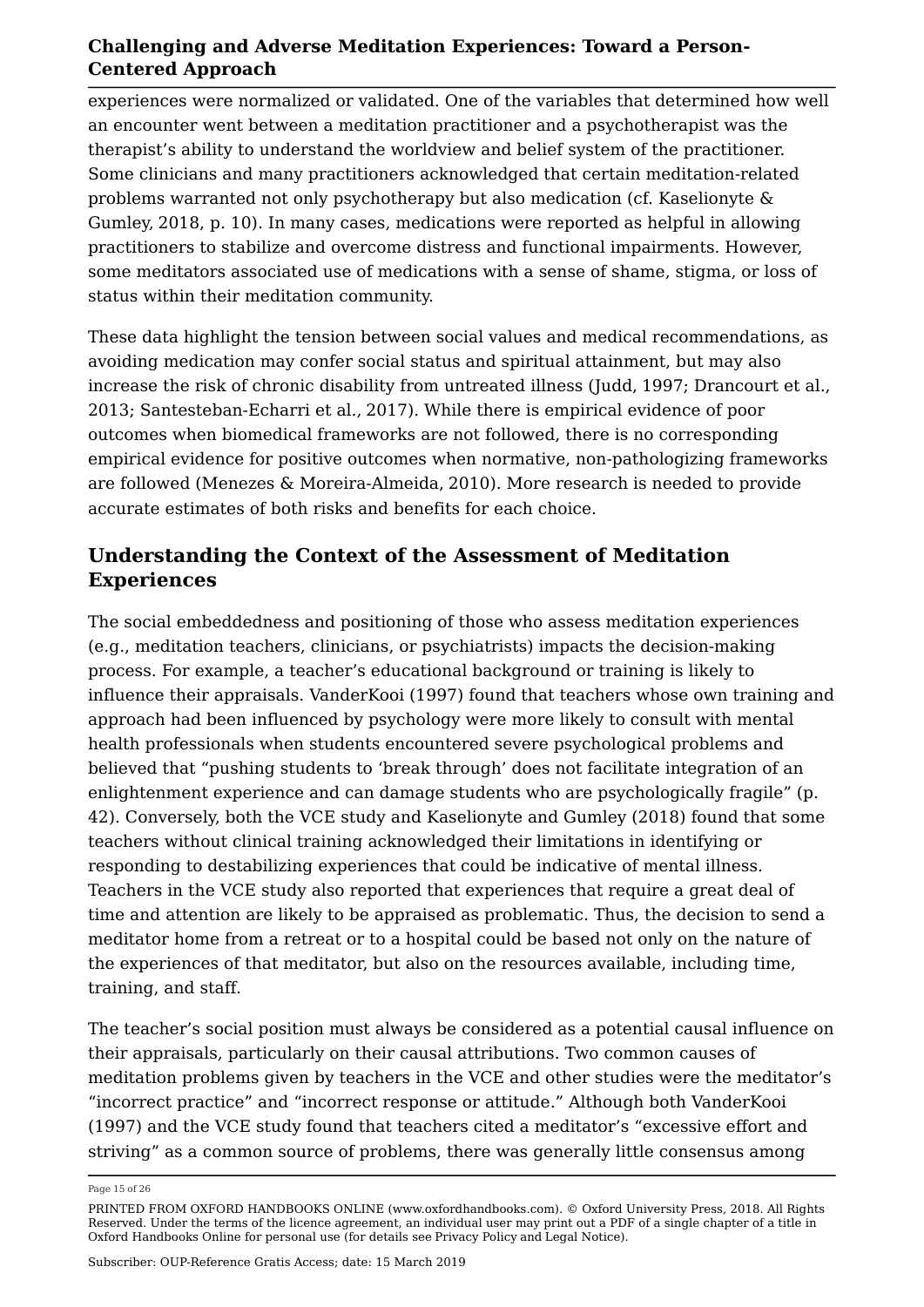experiences were normalized or validated. One of the variables that determined how well an encounter went between a meditation practitioner and a psychotherapist was the therapist's ability to understand the worldview and belief system of the practitioner. Some clinicians and many practitioners acknowledged that certain meditation-related problems warranted not only psychotherapy but also medication (cf. Kaselionyte & Gumley, 2018, p. 10). In many cases, medications were reported as helpful in allowing practitioners to stabilize and overcome distress and functional impairments. However, some meditators associated use of medications with a sense of shame, stigma, or loss of status within their meditation community.

These data highlight the tension between social values and medical recommendations, as avoiding medication may confer social status and spiritual attainment, but may also increase the risk of chronic disability from untreated illness (Judd, 1997; Drancourt et al., 2013; Santesteban-Echarri et al., 2017). While there is empirical evidence of poor outcomes when biomedical frameworks are not followed, there is no corresponding empirical evidence for positive outcomes when normative, non-pathologizing frameworks are followed (Menezes & Moreira-Almeida, 2010). More research is needed to provide accurate estimates of both risks and benefits for each choice.

## Understanding the Context of the Assessment of Meditation Experiences

The social embeddedness and positioning of those who assess meditation experiences (e.g., meditation teachers, clinicians, or psychiatrists) impacts the decision-making process. For example, a teacher's educational background or training is likely to influence their appraisals. VanderKooi (1997) found that teachers whose own training and approach had been influenced by psychology were more likely to consult with mental health professionals when students encountered severe psychological problems and believed that "pushing students to 'break through' does not facilitate integration of an enlightenment experience and can damage students who are psychologically fragile" (p. 42). Conversely, both the VCE study and Kaselionyte and Gumley (2018) found that some teachers without clinical training acknowledged their limitations in identifying or responding to destabilizing experiences that could be indicative of mental illness. Teachers in the VCE study also reported that experiences that require a great deal of time and attention are likely to be appraised as problematic. Thus, the decision to send a meditator home from a retreat or to a hospital could be based not only on the nature of the experiences of that meditator, but also on the resources available, including time, training, and staff.

The teacher's social position must always be considered as a potential causal influence on their appraisals, particularly on their causal attributions. Two common causes of meditation problems given by teachers in the VCE and other studies were the meditator's "incorrect practice" and "incorrect response or attitude." Although both VanderKooi (1997) and the VCE study found that teachers cited a meditator's "excessive effort and striving" as a common source of problems, there was generally little consensus among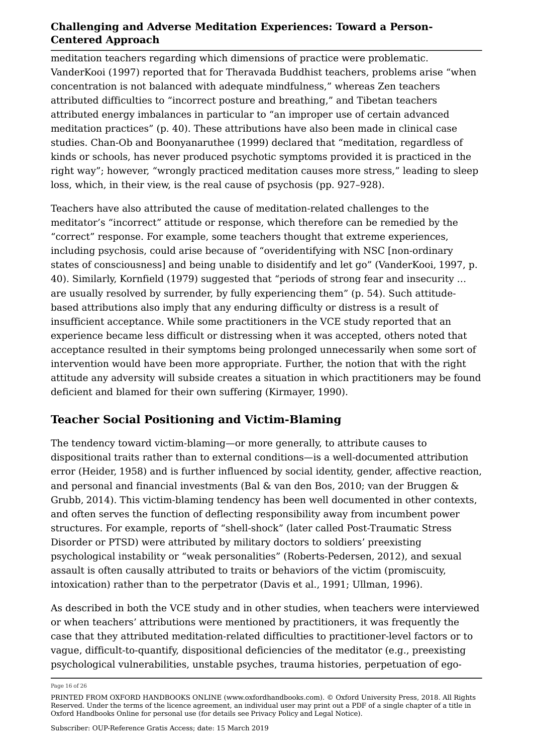meditation teachers regarding which dimensions of practice were problematic. VanderKooi (1997) reported that for Theravada Buddhist teachers, problems arise "when concentration is not balanced with adequate mindfulness," whereas Zen teachers attributed difficulties to "incorrect posture and breathing," and Tibetan teachers attributed energy imbalances in particular to "an improper use of certain advanced meditation practices" (p. 40). These attributions have also been made in clinical case studies. Chan-Ob and Boonyanaruthee (1999) declared that "meditation, regardless of kinds or schools, has never produced psychotic symptoms provided it is practiced in the right way"; however, "wrongly practiced meditation causes more stress," leading to sleep loss, which, in their view, is the real cause of psychosis (pp. 927–928).

Teachers have also attributed the cause of meditation-related challenges to the meditator's "incorrect" attitude or response, which therefore can be remedied by the "correct" response. For example, some teachers thought that extreme experiences, including psychosis, could arise because of "overidentifying with NSC [non-ordinary states of consciousness] and being unable to disidentify and let go" (VanderKooi, 1997, p. 40). Similarly, Kornfield (1979) suggested that "periods of strong fear and insecurity … are usually resolved by surrender, by fully experiencing them" (p. 54). Such attitude-based attributions also imply that any enduring difficulty or distress is a result of insufficient acceptance. While some practitioners in the VCE study reported that an experience became less difficult or distressing when it was accepted, others noted that acceptance resulted in their symptoms being prolonged unnecessarily when some sort of intervention would have been more appropriate. Further, the notion that with the right attitude any adversity will subside creates a situation in which practitioners may be found deficient and blamed for their own suffering (Kirmayer, 1990).

## Teacher Social Positioning and Victim-Blaming

The tendency toward victim-blaming—or more generally, to attribute causes to dispositional traits rather than to external conditions—is a well-documented attribution error (Heider, 1958) and is further influenced by social identity, gender, affective reaction, and personal and financial investments (Bal & van den Bos, 2010; van der Bruggen & Grubb, 2014). This victim-blaming tendency has been well documented in other contexts, and often serves the function of deflecting responsibility away from incumbent power structures. For example, reports of "shell-shock" (later called Post-Traumatic Stress Disorder or PTSD) were attributed by military doctors to soldiers' preexisting psychological instability or "weak personalities" (Roberts-Pedersen, 2012), and sexual assault is often causally attributed to traits or behaviors of the victim (promiscuity, intoxication) rather than to the perpetrator (Davis et al., 1991; Ullman, 1996).

As described in both the VCE study and in other studies, when teachers were interviewed or when teachers' attributions were mentioned by practitioners, it was frequently the case that they attributed meditation-related difficulties to practitioner-level factors or to vague, difficult-to-quantify, dispositional deficiencies of the meditator (e.g., preexisting psychological vulnerabilities, unstable psyches, trauma histories, perpetuation of ego-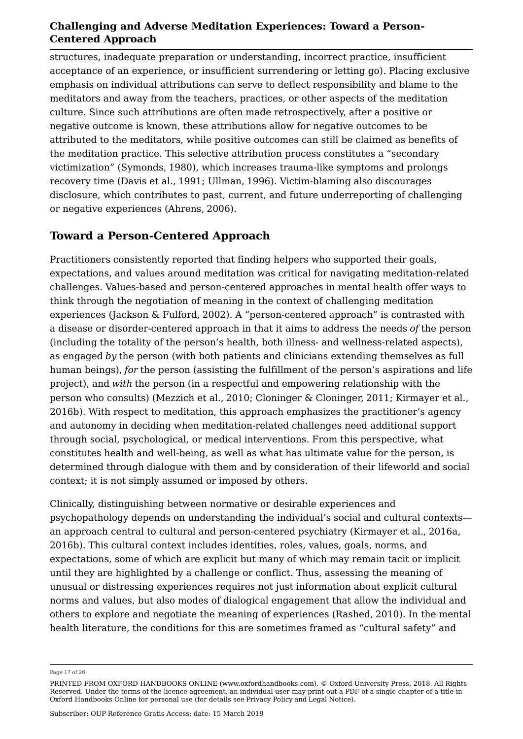structures, inadequate preparation or understanding, incorrect practice, insufficient acceptance of an experience, or insufficient surrendering or letting go). Placing exclusive emphasis on individual attributions can serve to deflect responsibility and blame to the meditators and away from the teachers, practices, or other aspects of the meditation culture. Since such attributions are often made retrospectively, after a positive or negative outcome is known, these attributions allow for negative outcomes to be attributed to the meditators, while positive outcomes can still be claimed as benefits of the meditation practice. This selective attribution process constitutes a "secondary victimization" (Symonds, 1980), which increases trauma-like symptoms and prolongs recovery time (Davis et al., 1991; Ullman, 1996). Victim-blaming also discourages disclosure, which contributes to past, current, and future underreporting of challenging or negative experiences (Ahrens, 2006).

## Toward a Person-Centered Approach

Practitioners consistently reported that finding helpers who supported their goals, expectations, and values around meditation was critical for navigating meditation-related challenges. Values-based and person-centered approaches in mental health offer ways to think through the negotiation of meaning in the context of challenging meditation experiences (Jackson & Fulford, 2002). A "person-centered approach" is contrasted with a disease or disorder-centered approach in that it aims to address the needs *of* the person (including the totality of the person's health, both illness- and wellness-related aspects), as engaged *by* the person (with both patients and clinicians extending themselves as full human beings), *for* the person (assisting the fulfillment of the person's aspirations and life project), and *with* the person (in a respectful and empowering relationship with the person who consults) (Mezzich et al., 2010; Cloninger & Cloninger, 2011; Kirmayer et al., 2016b). With respect to meditation, this approach emphasizes the practitioner's agency and autonomy in deciding when meditation-related challenges need additional support through social, psychological, or medical interventions. From this perspective, what constitutes health and well-being, as well as what has ultimate value for the person, is determined through dialogue with them and by consideration of their lifeworld and social context; it is not simply assumed or imposed by others.

Clinically, distinguishing between normative or desirable experiences and psychopathology depends on understanding the individual's social and cultural contexts—an approach central to cultural and person-centered psychiatry (Kirmayer et al., 2016a, 2016b). This cultural context includes identities, roles, values, goals, norms, and expectations, some of which are explicit but many of which may remain tacit or implicit until they are highlighted by a challenge or conflict. Thus, assessing the meaning of unusual or distressing experiences requires not just information about explicit cultural norms and values, but also modes of dialogical engagement that allow the individual and others to explore and negotiate the meaning of experiences (Rashed, 2010). In the mental health literature, the conditions for this are sometimes framed as "cultural safety" and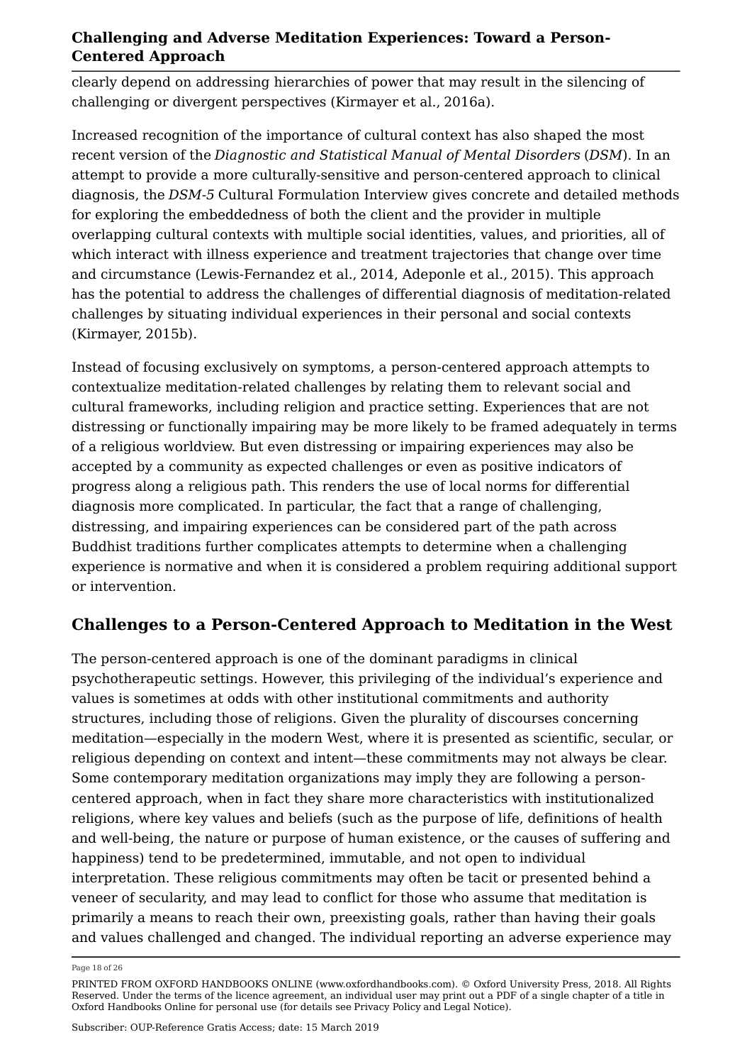clearly depend on addressing hierarchies of power that may result in the silencing of challenging or divergent perspectives (Kirmayer et al., 2016a).

Increased recognition of the importance of cultural context has also shaped the most recent version of the *Diagnostic and Statistical Manual of Mental Disorders* (*DSM*). In an attempt to provide a more culturally-sensitive and person-centered approach to clinical diagnosis, the *DSM-5* Cultural Formulation Interview gives concrete and detailed methods for exploring the embeddedness of both the client and the provider in multiple overlapping cultural contexts with multiple social identities, values, and priorities, all of which interact with illness experience and treatment trajectories that change over time and circumstance (Lewis-Fernandez et al., 2014, Adeponle et al., 2015). This approach has the potential to address the challenges of differential diagnosis of meditation-related challenges by situating individual experiences in their personal and social contexts (Kirmayer, 2015b).

Instead of focusing exclusively on symptoms, a person-centered approach attempts to contextualize meditation-related challenges by relating them to relevant social and cultural frameworks, including religion and practice setting. Experiences that are not distressing or functionally impairing may be more likely to be framed adequately in terms of a religious worldview. But even distressing or impairing experiences may also be accepted by a community as expected challenges or even as positive indicators of progress along a religious path. This renders the use of local norms for differential diagnosis more complicated. In particular, the fact that a range of challenging, distressing, and impairing experiences can be considered part of the path across Buddhist traditions further complicates attempts to determine when a challenging experience is normative and when it is considered a problem requiring additional support or intervention.

## Challenges to a Person-Centered Approach to Meditation in the West

The person-centered approach is one of the dominant paradigms in clinical psychotherapeutic settings. However, this privileging of the individual's experience and values is sometimes at odds with other institutional commitments and authority structures, including those of religions. Given the plurality of discourses concerning meditation—especially in the modern West, where it is presented as scientific, secular, or religious depending on context and intent—these commitments may not always be clear. Some contemporary meditation organizations may imply they are following a person-centered approach, when in fact they share more characteristics with institutionalized religions, where key values and beliefs (such as the purpose of life, definitions of health and well-being, the nature or purpose of human existence, or the causes of suffering and happiness) tend to be predetermined, immutable, and not open to individual interpretation. These religious commitments may often be tacit or presented behind a veneer of secularity, and may lead to conflict for those who assume that meditation is primarily a means to reach their own, preexisting goals, rather than having their goals and values challenged and changed. The individual reporting an adverse experience may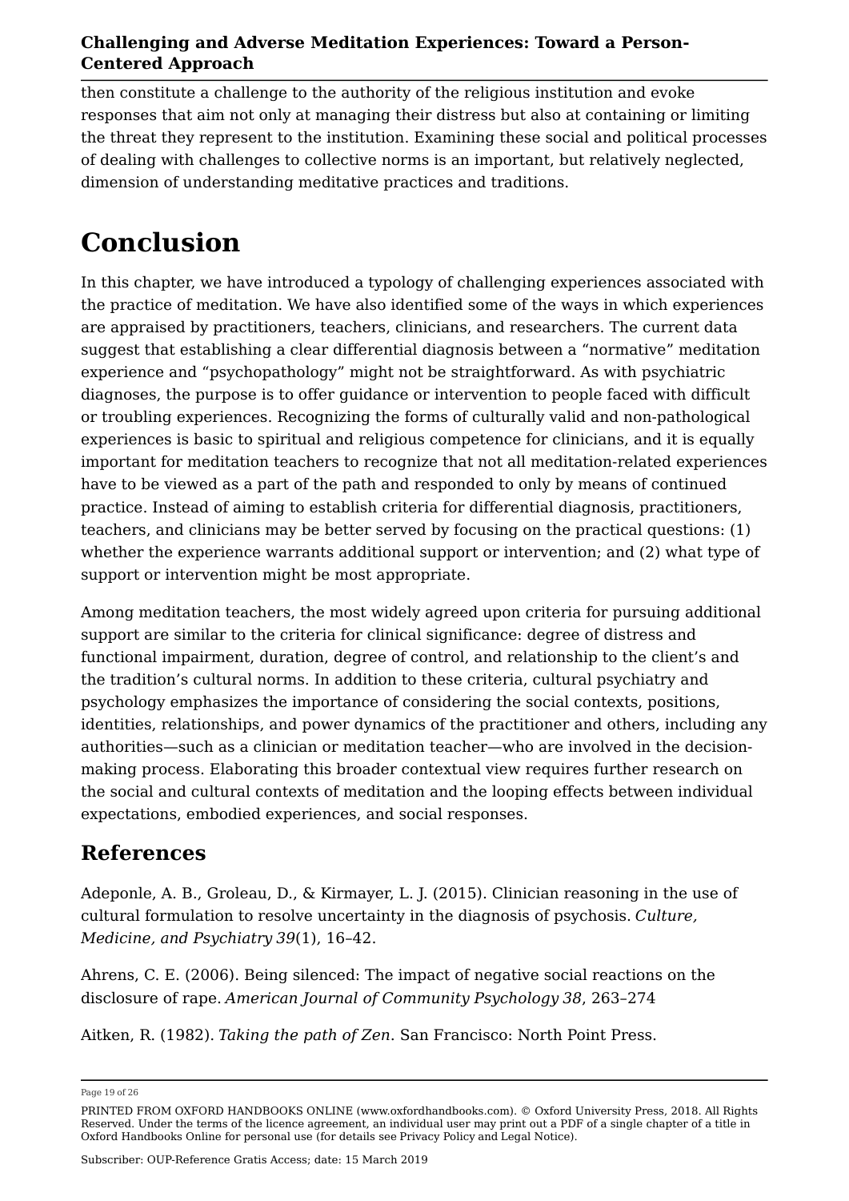then constitute a challenge to the authority of the religious institution and evoke responses that aim not only at managing their distress but also at containing or limiting the threat they represent to the institution. Examining these social and political processes of dealing with challenges to collective norms is an important, but relatively neglected, dimension of understanding meditative practices and traditions.

# Conclusion

In this chapter, we have introduced a typology of challenging experiences associated with the practice of meditation. We have also identified some of the ways in which experiences are appraised by practitioners, teachers, clinicians, and researchers. The current data suggest that establishing a clear differential diagnosis between a "normative" meditation experience and "psychopathology" might not be straightforward. As with psychiatric diagnoses, the purpose is to offer guidance or intervention to people faced with difficult or troubling experiences. Recognizing the forms of culturally valid and non-pathological experiences is basic to spiritual and religious competence for clinicians, and it is equally important for meditation teachers to recognize that not all meditation-related experiences have to be viewed as a part of the path and responded to only by means of continued practice. Instead of aiming to establish criteria for differential diagnosis, practitioners, teachers, and clinicians may be better served by focusing on the practical questions: (1) whether the experience warrants additional support or intervention; and (2) what type of support or intervention might be most appropriate.

Among meditation teachers, the most widely agreed upon criteria for pursuing additional support are similar to the criteria for clinical significance: degree of distress and functional impairment, duration, degree of control, and relationship to the client's and the tradition's cultural norms. In addition to these criteria, cultural psychiatry and psychology emphasizes the importance of considering the social contexts, positions, identities, relationships, and power dynamics of the practitioner and others, including any authorities—such as a clinician or meditation teacher—who are involved in the decision-making process. Elaborating this broader contextual view requires further research on the social and cultural contexts of meditation and the looping effects between individual expectations, embodied experiences, and social responses.

## References

Adeponle, A. B., Groleau, D., & Kirmayer, L. J. (2015). Clinician reasoning in the use of cultural formulation to resolve uncertainty in the diagnosis of psychosis. *Culture, Medicine, and Psychiatry 39*(1), 16–42.

Ahrens, C. E. (2006). Being silenced: The impact of negative social reactions on the disclosure of rape. *American Journal of Community Psychology 38*, 263–274

Aitken, R. (1982). *Taking the path of Zen*. San Francisco: North Point Press.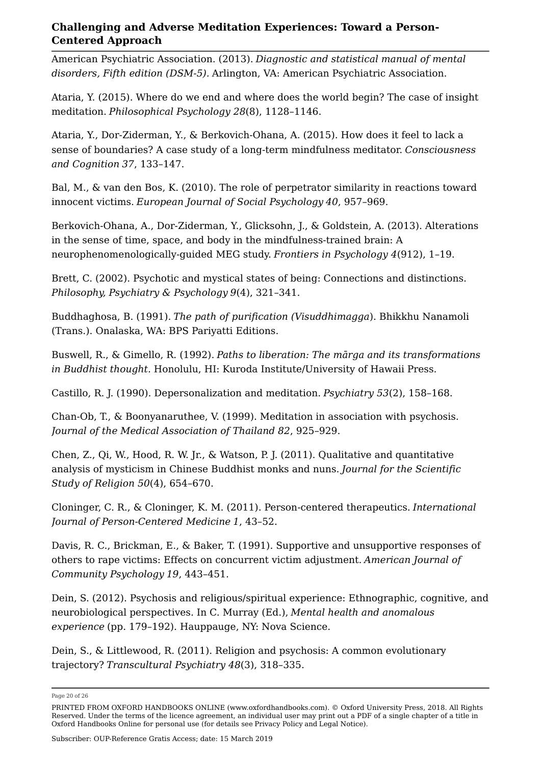American Psychiatric Association. (2013). *Diagnostic and statistical manual of mental disorders, Fifth edition (DSM-5).* Arlington, VA: American Psychiatric Association.

Ataria, Y. (2015). Where do we end and where does the world begin? The case of insight meditation. *Philosophical Psychology 28*(8), 1128–1146.

Ataria, Y., Dor-Ziderman, Y., & Berkovich-Ohana, A. (2015). How does it feel to lack a sense of boundaries? A case study of a long-term mindfulness meditator. *Consciousness and Cognition 37*, 133–147.

Bal, M., & van den Bos, K. (2010). The role of perpetrator similarity in reactions toward innocent victims. *European Journal of Social Psychology 40*, 957–969.

Berkovich-Ohana, A., Dor-Ziderman, Y., Glicksohn, J., & Goldstein, A. (2013). Alterations in the sense of time, space, and body in the mindfulness-trained brain: A neurophenomenologically-guided MEG study. *Frontiers in Psychology 4*(912), 1–19.

Brett, C. (2002). Psychotic and mystical states of being: Connections and distinctions. *Philosophy, Psychiatry & Psychology 9*(4), 321–341.

Buddhaghosa, B. (1991). *The path of purification (Visuddhimagga*). Bhikkhu Nanamoli (Trans.). Onalaska, WA: BPS Pariyatti Editions.

Buswell, R., & Gimello, R. (1992). *Paths to liberation: The mārga and its transformations in Buddhist thought*. Honolulu, HI: Kuroda Institute/University of Hawaii Press.

Castillo, R. J. (1990). Depersonalization and meditation. *Psychiatry 53*(2), 158–168.

Chan-Ob, T., & Boonyanaruthee, V. (1999). Meditation in association with psychosis. *Journal of the Medical Association of Thailand 82*, 925–929.

Chen, Z., Qi, W., Hood, R. W. Jr., & Watson, P. J. (2011). Qualitative and quantitative analysis of mysticism in Chinese Buddhist monks and nuns. *Journal for the Scientific Study of Religion 50*(4), 654–670.

Cloninger, C. R., & Cloninger, K. M. (2011). Person-centered therapeutics. *International Journal of Person-Centered Medicine 1*, 43–52.

Davis, R. C., Brickman, E., & Baker, T. (1991). Supportive and unsupportive responses of others to rape victims: Effects on concurrent victim adjustment. *American Journal of Community Psychology 19*, 443–451.

Dein, S. (2012). Psychosis and religious/spiritual experience: Ethnographic, cognitive, and neurobiological perspectives. In C. Murray (Ed.), *Mental health and anomalous experience* (pp. 179–192). Hauppauge, NY: Nova Science.

Dein, S., & Littlewood, R. (2011). Religion and psychosis: A common evolutionary trajectory? *Transcultural Psychiatry 48*(3), 318–335.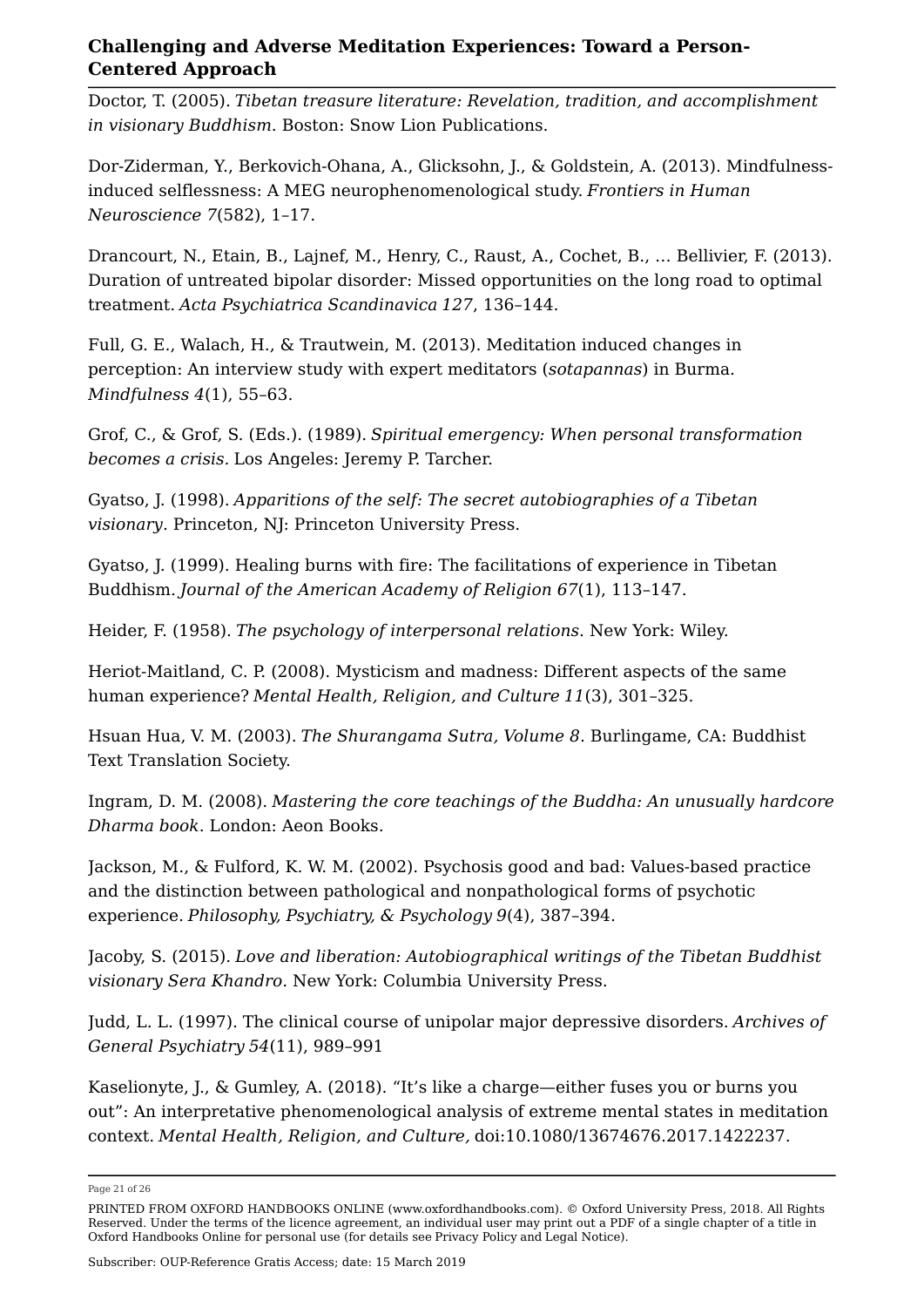Doctor, T. (2005). *Tibetan treasure literature: Revelation, tradition, and accomplishment in visionary Buddhism*. Boston: Snow Lion Publications.

Dor-Ziderman, Y., Berkovich-Ohana, A., Glicksohn, J., & Goldstein, A. (2013). Mindfulness-induced selflessness: A MEG neurophenomenological study. *Frontiers in Human Neuroscience 7*(582), 1–17.

Drancourt, N., Etain, B., Lajnef, M., Henry, C., Raust, A., Cochet, B., … Bellivier, F. (2013). Duration of untreated bipolar disorder: Missed opportunities on the long road to optimal treatment. *Acta Psychiatrica Scandinavica 127*, 136–144.

Full, G. E., Walach, H., & Trautwein, M. (2013). Meditation induced changes in perception: An interview study with expert meditators (*sotapannas*) in Burma. *Mindfulness 4*(1), 55–63.

Grof, C., & Grof, S. (Eds.). (1989). *Spiritual emergency: When personal transformation becomes a crisis*. Los Angeles: Jeremy P. Tarcher.

Gyatso, J. (1998). *Apparitions of the self: The secret autobiographies of a Tibetan visionary*. Princeton, NJ: Princeton University Press.

Gyatso, J. (1999). Healing burns with fire: The facilitations of experience in Tibetan Buddhism. *Journal of the American Academy of Religion 67*(1), 113–147.

Heider, F. (1958). *The psychology of interpersonal relations*. New York: Wiley.

Heriot-Maitland, C. P. (2008). Mysticism and madness: Different aspects of the same human experience? *Mental Health, Religion, and Culture 11*(3), 301–325.

Hsuan Hua, V. M. (2003). *The Shurangama Sutra, Volume 8*. Burlingame, CA: Buddhist Text Translation Society.

Ingram, D. M. (2008). *Mastering the core teachings of the Buddha: An unusually hardcore Dharma book*. London: Aeon Books.

Jackson, M., & Fulford, K. W. M. (2002). Psychosis good and bad: Values-based practice and the distinction between pathological and nonpathological forms of psychotic experience. *Philosophy, Psychiatry, & Psychology 9*(4), 387–394.

Jacoby, S. (2015). *Love and liberation: Autobiographical writings of the Tibetan Buddhist visionary Sera Khandro*. New York: Columbia University Press.

Judd, L. L. (1997). The clinical course of unipolar major depressive disorders. *Archives of General Psychiatry 54*(11), 989–991

Kaselionyte, J., & Gumley, A. (2018). "It's like a charge—either fuses you or burns you out": An interpretative phenomenological analysis of extreme mental states in meditation context. *Mental Health, Religion, and Culture,* doi:10.1080/13674676.2017.1422237.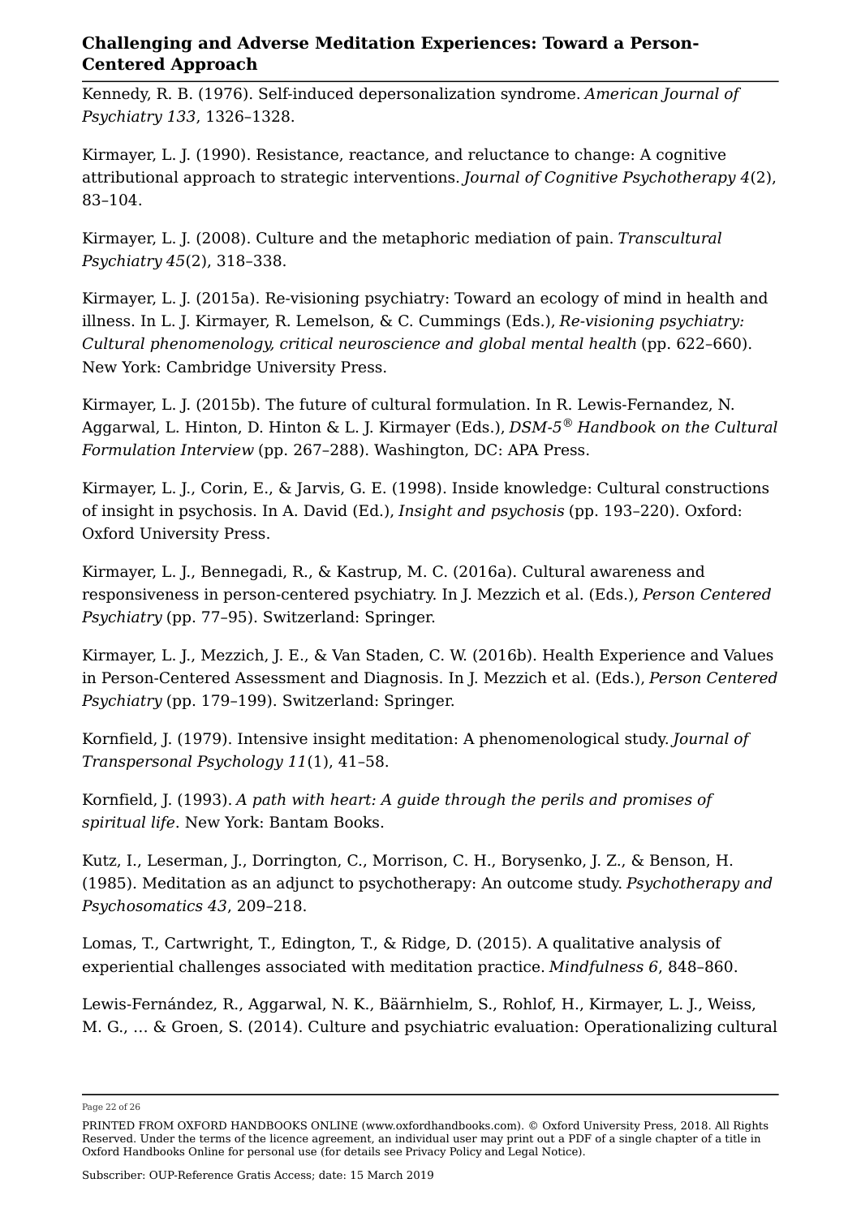Kennedy, R. B. (1976). Self-induced depersonalization syndrome. *American Journal of Psychiatry 133*, 1326–1328.

Kirmayer, L. J. (1990). Resistance, reactance, and reluctance to change: A cognitive attributional approach to strategic interventions. *Journal of Cognitive Psychotherapy 4*(2), 83–104.

Kirmayer, L. J. (2008). Culture and the metaphoric mediation of pain. *Transcultural Psychiatry 45*(2), 318–338.

Kirmayer, L. J. (2015a). Re-visioning psychiatry: Toward an ecology of mind in health and illness. In L. J. Kirmayer, R. Lemelson, & C. Cummings (Eds.), *Re-visioning psychiatry: Cultural phenomenology, critical neuroscience and global mental health* (pp. 622–660). New York: Cambridge University Press.

Kirmayer, L. J. (2015b). The future of cultural formulation. In R. Lewis-Fernandez, N. Aggarwal, L. Hinton, D. Hinton & L. J. Kirmayer (Eds.), *DSM-5® Handbook on the Cultural Formulation Interview* (pp. 267–288). Washington, DC: APA Press.

Kirmayer, L. J., Corin, E., & Jarvis, G. E. (1998). Inside knowledge: Cultural constructions of insight in psychosis. In A. David (Ed.), *Insight and psychosis* (pp. 193–220). Oxford: Oxford University Press.

Kirmayer, L. J., Bennegadi, R., & Kastrup, M. C. (2016a). Cultural awareness and responsiveness in person-centered psychiatry. In J. Mezzich et al. (Eds.), *Person Centered Psychiatry* (pp. 77–95). Switzerland: Springer.

Kirmayer, L. J., Mezzich, J. E., & Van Staden, C. W. (2016b). Health Experience and Values in Person-Centered Assessment and Diagnosis. In J. Mezzich et al. (Eds.), *Person Centered Psychiatry* (pp. 179–199). Switzerland: Springer.

Kornfield, J. (1979). Intensive insight meditation: A phenomenological study. *Journal of Transpersonal Psychology 11*(1), 41–58.

Kornfield, J. (1993). *A path with heart: A guide through the perils and promises of spiritual life*. New York: Bantam Books.

Kutz, I., Leserman, J., Dorrington, C., Morrison, C. H., Borysenko, J. Z., & Benson, H. (1985). Meditation as an adjunct to psychotherapy: An outcome study. *Psychotherapy and Psychosomatics 43*, 209–218.

Lomas, T., Cartwright, T., Edington, T., & Ridge, D. (2015). A qualitative analysis of experiential challenges associated with meditation practice. *Mindfulness 6*, 848–860.

Lewis-Fernández, R., Aggarwal, N. K., Bäärnhielm, S., Rohlof, H., Kirmayer, L. J., Weiss, M. G., … & Groen, S. (2014). Culture and psychiatric evaluation: Operationalizing cultural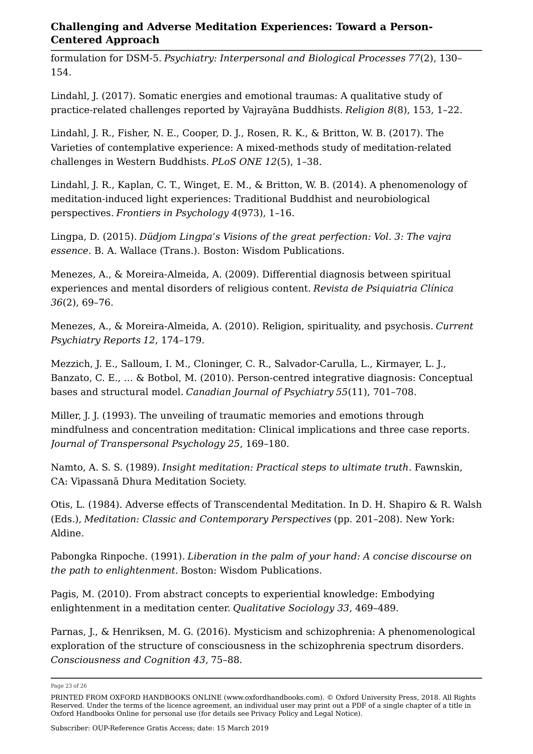formulation for DSM-5. *Psychiatry: Interpersonal and Biological Processes 77*(2), 130–154.

Lindahl, J. (2017). Somatic energies and emotional traumas: A qualitative study of practice-related challenges reported by Vajrayāna Buddhists. *Religion 8*(8), 153, 1–22.

Lindahl, J. R., Fisher, N. E., Cooper, D. J., Rosen, R. K., & Britton, W. B. (2017). The Varieties of contemplative experience: A mixed-methods study of meditation-related challenges in Western Buddhists. *PLoS ONE 12*(5), 1–38.

Lindahl, J. R., Kaplan, C. T., Winget, E. M., & Britton, W. B. (2014). A phenomenology of meditation-induced light experiences: Traditional Buddhist and neurobiological perspectives. *Frontiers in Psychology 4*(973), 1–16.

Lingpa, D. (2015). *Düdjom Lingpa's Visions of the great perfection: Vol. 3: The vajra essence*. B. A. Wallace (Trans.). Boston: Wisdom Publications.

Menezes, A., & Moreira-Almeida, A. (2009). Differential diagnosis between spiritual experiences and mental disorders of religious content. *Revista de Psiquiatria Clínica 36*(2), 69–76.

Menezes, A., & Moreira-Almeida, A. (2010). Religion, spirituality, and psychosis. *Current Psychiatry Reports 12*, 174–179.

Mezzich, J. E., Salloum, I. M., Cloninger, C. R., Salvador-Carulla, L., Kirmayer, L. J., Banzato, C. E., … & Botbol, M. (2010). Person-centred integrative diagnosis: Conceptual bases and structural model. *Canadian Journal of Psychiatry 55*(11), 701–708.

Miller, J. J. (1993). The unveiling of traumatic memories and emotions through mindfulness and concentration meditation: Clinical implications and three case reports. *Journal of Transpersonal Psychology 25*, 169–180.

Namto, A. S. S. (1989). *Insight meditation: Practical steps to ultimate truth*. Fawnskin, CA: Vipassanā Dhura Meditation Society.

Otis, L. (1984). Adverse effects of Transcendental Meditation. In D. H. Shapiro & R. Walsh (Eds.), *Meditation: Classic and Contemporary Perspectives* (pp. 201–208). New York: Aldine.

Pabongka Rinpoche. (1991). *Liberation in the palm of your hand: A concise discourse on the path to enlightenment.* Boston: Wisdom Publications.

Pagis, M. (2010). From abstract concepts to experiential knowledge: Embodying enlightenment in a meditation center. *Qualitative Sociology 33*, 469–489.

Parnas, J., & Henriksen, M. G. (2016). Mysticism and schizophrenia: A phenomenological exploration of the structure of consciousness in the schizophrenia spectrum disorders. *Consciousness and Cognition 43,* 75–88.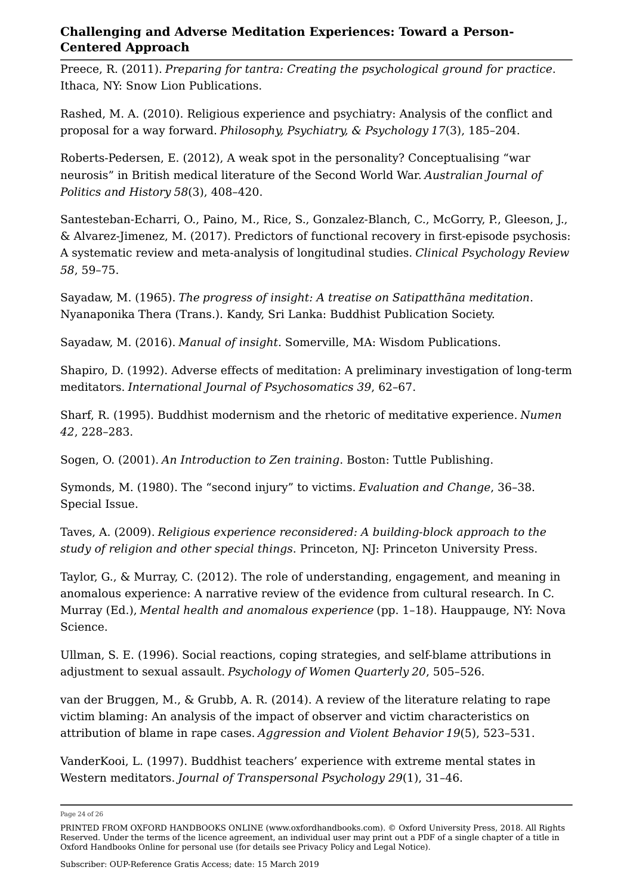Preece, R. (2011). *Preparing for tantra: Creating the psychological ground for practice*. Ithaca, NY: Snow Lion Publications.

Rashed, M. A. (2010). Religious experience and psychiatry: Analysis of the conflict and proposal for a way forward. *Philosophy, Psychiatry, & Psychology 17*(3), 185–204.

Roberts-Pedersen, E. (2012), A weak spot in the personality? Conceptualising “war neurosis” in British medical literature of the Second World War. *Australian Journal of Politics and History 58*(3), 408–420.

Santesteban-Echarri, O., Paino, M., Rice, S., Gonzalez-Blanch, C., McGorry, P., Gleeson, J., & Alvarez-Jimenez, M. (2017). Predictors of functional recovery in first-episode psychosis: A systematic review and meta-analysis of longitudinal studies. *Clinical Psychology Review 58*, 59–75.

Sayadaw, M. (1965). *The progress of insight: A treatise on Satipatthāna meditation*. Nyanaponika Thera (Trans.). Kandy, Sri Lanka: Buddhist Publication Society.

Sayadaw, M. (2016). *Manual of insight*. Somerville, MA: Wisdom Publications.

Shapiro, D. (1992). Adverse effects of meditation: A preliminary investigation of long-term meditators. *International Journal of Psychosomatics 39*, 62–67.

Sharf, R. (1995). Buddhist modernism and the rhetoric of meditative experience. *Numen 42*, 228–283.

Sogen, O. (2001). *An Introduction to Zen training*. Boston: Tuttle Publishing.

Symonds, M. (1980). The “second injury” to victims. *Evaluation and Change*, 36–38. Special Issue.

Taves, A. (2009). *Religious experience reconsidered: A building-block approach to the study of religion and other special things*. Princeton, NJ: Princeton University Press.

Taylor, G., & Murray, C. (2012). The role of understanding, engagement, and meaning in anomalous experience: A narrative review of the evidence from cultural research. In C. Murray (Ed.), *Mental health and anomalous experience* (pp. 1–18). Hauppauge, NY: Nova Science.

Ullman, S. E. (1996). Social reactions, coping strategies, and self-blame attributions in adjustment to sexual assault. *Psychology of Women Quarterly 20*, 505–526.

van der Bruggen, M., & Grubb, A. R. (2014). A review of the literature relating to rape victim blaming: An analysis of the impact of observer and victim characteristics on attribution of blame in rape cases. *Aggression and Violent Behavior 19*(5), 523–531.

VanderKooi, L. (1997). Buddhist teachers’ experience with extreme mental states in Western meditators. *Journal of Transpersonal Psychology 29*(1), 31–46.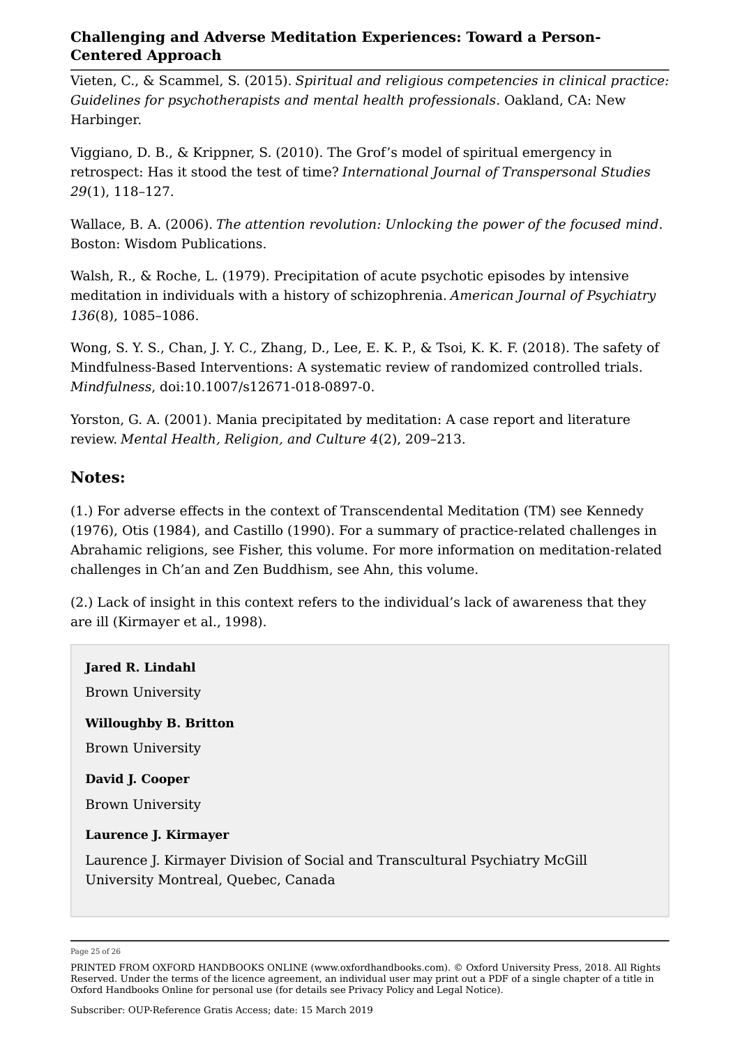Vieten, C., & Scammel, S. (2015). *Spiritual and religious competencies in clinical practice: Guidelines for psychotherapists and mental health professionals*. Oakland, CA: New Harbinger.

Viggiano, D. B., & Krippner, S. (2010). The Grof's model of spiritual emergency in retrospect: Has it stood the test of time? *International Journal of Transpersonal Studies 29*(1), 118–127.

Wallace, B. A. (2006). *The attention revolution: Unlocking the power of the focused mind.* Boston: Wisdom Publications.

Walsh, R., & Roche, L. (1979). Precipitation of acute psychotic episodes by intensive meditation in individuals with a history of schizophrenia. *American Journal of Psychiatry 136*(8), 1085–1086.

Wong, S. Y. S., Chan, J. Y. C., Zhang, D., Lee, E. K. P., & Tsoi, K. K. F. (2018). The safety of Mindfulness-Based Interventions: A systematic review of randomized controlled trials. *Mindfulness*, doi:10.1007/s12671-018-0897-0.

Yorston, G. A. (2001). Mania precipitated by meditation: A case report and literature review. *Mental Health, Religion, and Culture 4*(2), 209–213.

## Notes:

(1.) For adverse effects in the context of Transcendental Meditation (TM) see Kennedy (1976), Otis (1984), and Castillo (1990). For a summary of practice-related challenges in Abrahamic religions, see Fisher, this volume. For more information on meditation-related challenges in Ch'an and Zen Buddhism, see Ahn, this volume.

(2.) Lack of insight in this context refers to the individual's lack of awareness that they are ill (Kirmayer et al., 1998).

**Jared R. Lindahl**

Brown University

**Willoughby B. Britton**

Brown University

**David J. Cooper**

Brown University

**Laurence J. Kirmayer**

Laurence J. Kirmayer Division of Social and Transcultural Psychiatry McGill University Montreal, Quebec, Canada